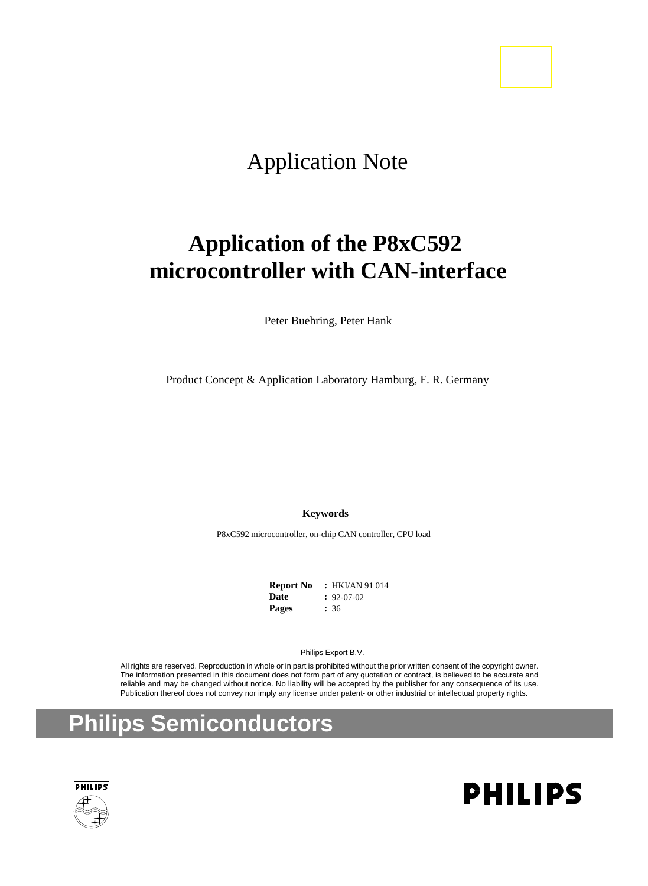Application Note

# Application of the P8xC592 microcontroller with CAN-interface

Peter Buehring, Peter Hank

Product Concept & Application Laboratory Hamburg, F. R. Germany

**Keywords**

P8xC592 microcontroller, on-chip CAN controller, CPU load

| | |
|---|---|
| **Report No** | **:** HKI/AN 91 014 |
| **Date** | **:** 92-07-02 |
| **Pages** | **:** 36 |

Philips Export B.V.

All rights are reserved. Reproduction in whole or in part is prohibited without the prior written consent of the copyright owner. The information presented in this document does not form part of any quotation or contract, is believed to be accurate and reliable and may be changed without notice. No liability will be accepted by the publisher for any consequence of its use. Publication thereof does not convey nor imply any license under patent- or other industrial or intellectual property rights.

**Philips Semiconductors**

PHILIPS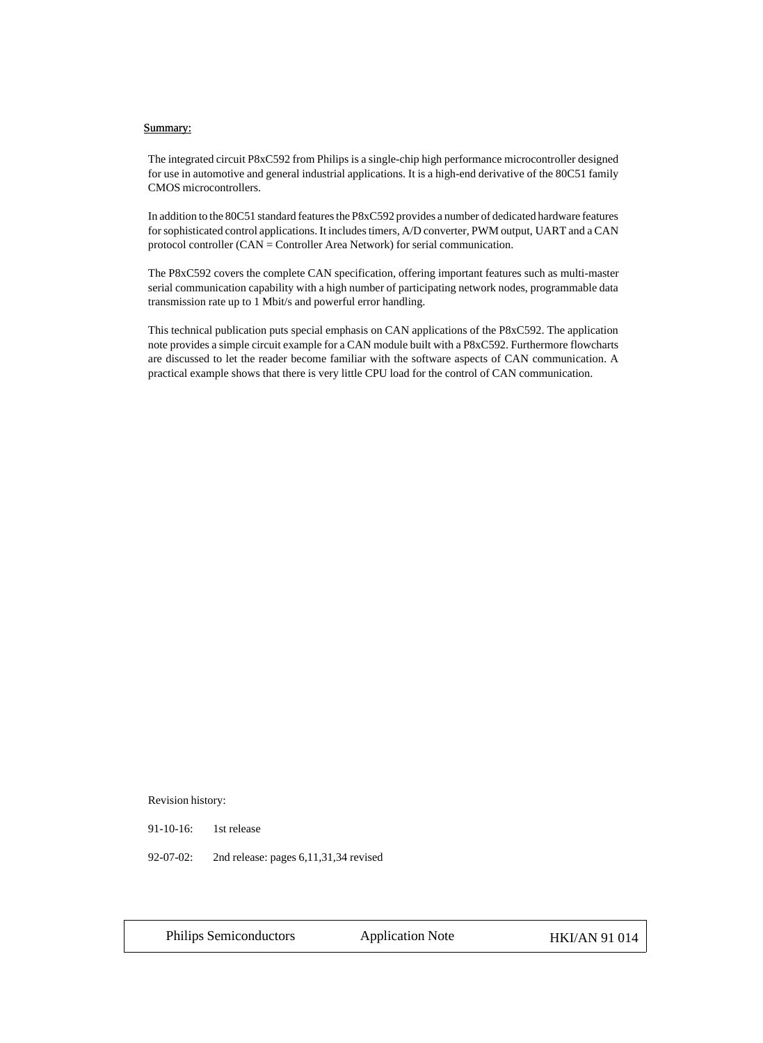Summary:

The integrated circuit P8xC592 from Philips is a single-chip high performance microcontroller designed for use in automotive and general industrial applications. It is a high-end derivative of the 80C51 family CMOS microcontrollers.

In addition to the 80C51 standard features the P8xC592 provides a number of dedicated hardware features for sophisticated control applications. It includes timers, A/D converter, PWM output, UART and a CAN protocol controller (CAN = Controller Area Network) for serial communication.

The P8xC592 covers the complete CAN specification, offering important features such as multi-master serial communication capability with a high number of participating network nodes, programmable data transmission rate up to 1 Mbit/s and powerful error handling.

This technical publication puts special emphasis on CAN applications of the P8xC592. The application note provides a simple circuit example for a CAN module built with a P8xC592. Furthermore flowcharts are discussed to let the reader become familiar with the software aspects of CAN communication. A practical example shows that there is very little CPU load for the control of CAN communication.

Revision history:

91-10-16: 1st release

92-07-02: 2nd release: pages 6,11,31,34 revised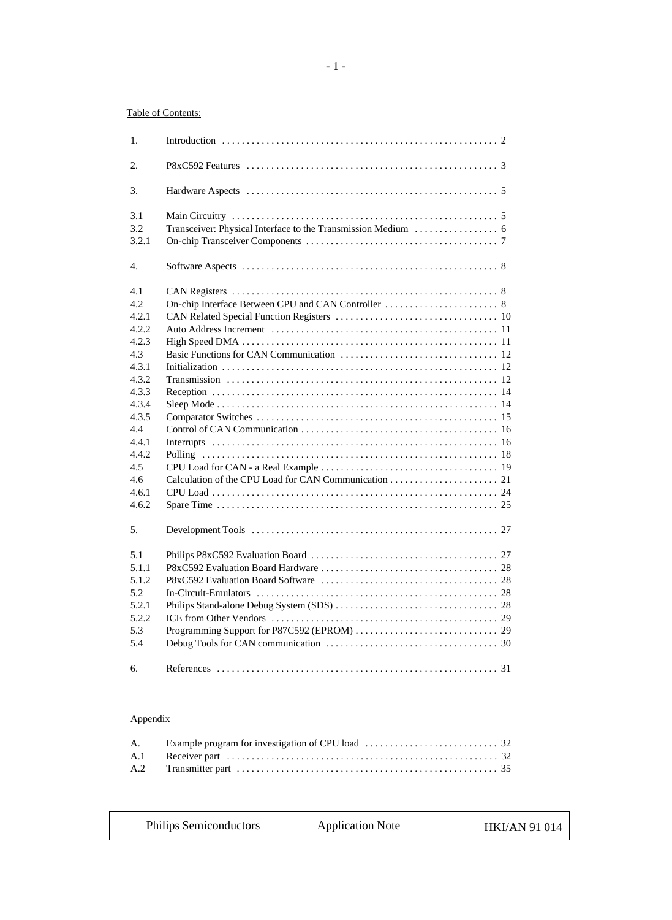Table of Contents:

| | | |
|---|---|---|
| 1. | Introduction | 2 |
| 2. | P8xC592 Features | 3 |
| 3. | Hardware Aspects | 5 |
| 3.1 | Main Circuitry | 5 |
| 3.2 | Transceiver: Physical Interface to the Transmission Medium | 6 |
| 3.2.1 | On-chip Transceiver Components | 7 |
| 4. | Software Aspects | 8 |
| 4.1 | CAN Registers | 8 |
| 4.2 | On-chip Interface Between CPU and CAN Controller | 8 |
| 4.2.1 | CAN Related Special Function Registers | 10 |
| 4.2.2 | Auto Address Increment | 11 |
| 4.2.3 | High Speed DMA | 11 |
| 4.3 | Basic Functions for CAN Communication | 12 |
| 4.3.1 | Initialization | 12 |
| 4.3.2 | Transmission | 12 |
| 4.3.3 | Reception | 14 |
| 4.3.4 | Sleep Mode | 14 |
| 4.3.5 | Comparator Switches | 15 |
| 4.4 | Control of CAN Communication | 16 |
| 4.4.1 | Interrupts | 16 |
| 4.4.2 | Polling | 18 |
| 4.5 | CPU Load for CAN - a Real Example | 19 |
| 4.6 | Calculation of the CPU Load for CAN Communication | 21 |
| 4.6.1 | CPU Load | 24 |
| 4.6.2 | Spare Time | 25 |
| 5. | Development Tools | 27 |
| 5.1 | Philips P8xC592 Evaluation Board | 27 |
| 5.1.1 | P8xC592 Evaluation Board Hardware | 28 |
| 5.1.2 | P8xC592 Evaluation Board Software | 28 |
| 5.2 | In-Circuit-Emulators | 28 |
| 5.2.1 | Philips Stand-alone Debug System (SDS) | 28 |
| 5.2.2 | ICE from Other Vendors | 29 |
| 5.3 | Programming Support for P87C592 (EPROM) | 29 |
| 5.4 | Debug Tools for CAN communication | 30 |
| 6. | References | 31 |

Appendix

| | | |
|---|---|---|
| A. | Example program for investigation of CPU load | 32 |
| A.1 | Receiver part | 32 |
| A.2 | Transmitter part | 35 |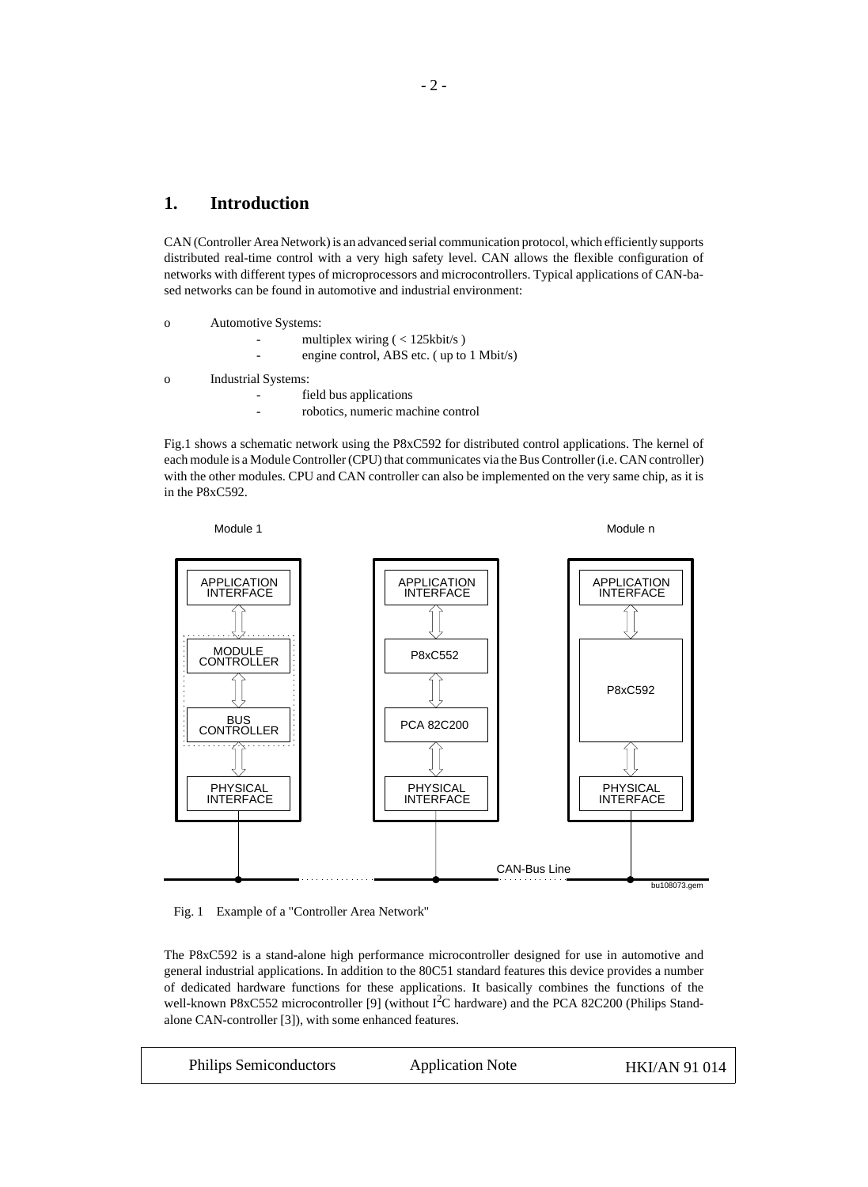# 1. Introduction

CAN (Controller Area Network) is an advanced serial communication protocol, which efficiently supports distributed real-time control with a very high safety level. CAN allows the flexible configuration of networks with different types of microprocessors and microcontrollers. Typical applications of CAN-based networks can be found in automotive and industrial environment:

- Automotive Systems:
  - multiplex wiring ( < 125kbit/s )
  - engine control, ABS etc. ( up to 1 Mbit/s)
- Industrial Systems:
  - field bus applications
  - robotics, numeric machine control

Fig.1 shows a schematic network using the P8xC592 for distributed control applications. The kernel of each module is a Module Controller (CPU) that communicates via the Bus Controller (i.e. CAN controller) with the other modules. CPU and CAN controller can also be implemented on the very same chip, as it is in the P8xC592.

Module 1

Module n

APPLICATION INTERFACE

MODULE CONTROLLER

BUS CONTROLLER

PHYSICAL INTERFACE

APPLICATION INTERFACE

P8xC552

PCA 82C200

PHYSICAL INTERFACE

APPLICATION INTERFACE

P8xC592

PHYSICAL INTERFACE

CAN-Bus Line

bu108073.gem

Fig. 1 Example of a "Controller Area Network"

The P8xC592 is a stand-alone high performance microcontroller designed for use in automotive and general industrial applications. In addition to the 80C51 standard features this device provides a number of dedicated hardware functions for these applications. It basically combines the functions of the well-known P8xC552 microcontroller [9] (without $I^2C$ hardware) and the PCA 82C200 (Philips Stand-alone CAN-controller [3]), with some enhanced features.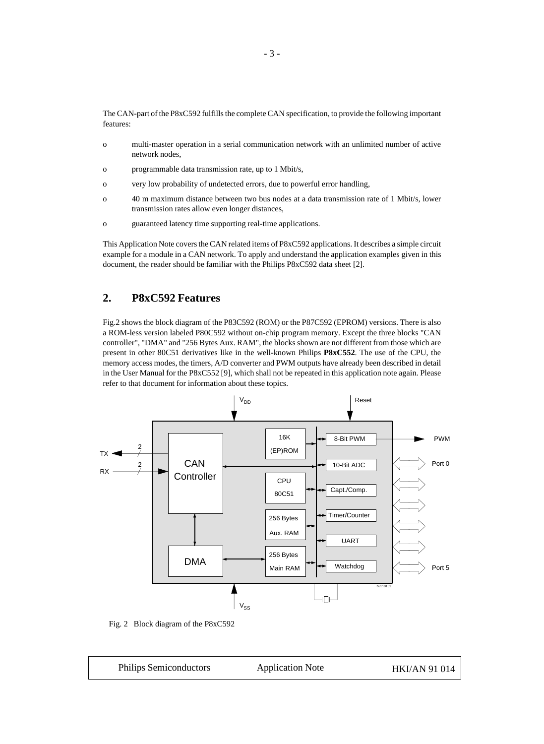The CAN-part of the P8xC592 fulfills the complete CAN specification, to provide the following important features:

- multi-master operation in a serial communication network with an unlimited number of active network nodes,
- programmable data transmission rate, up to 1 Mbit/s,
- very low probability of undetected errors, due to powerful error handling,
- 40 m maximum distance between two bus nodes at a data transmission rate of 1 Mbit/s, lower transmission rates allow even longer distances,
- guaranteed latency time supporting real-time applications.

This Application Note covers the CAN related items of P8xC592 applications. It describes a simple circuit example for a module in a CAN network. To apply and understand the application examples given in this document, the reader should be familiar with the Philips P8xC592 data sheet [2].

## 2. P8xC592 Features

Fig.2 shows the block diagram of the P83C592 (ROM) or the P87C592 (EPROM) versions. There is also a ROM-less version labeled P80C592 without on-chip program memory. Except the three blocks "CAN controller", "DMA" and "256 Bytes Aux. RAM", the blocks shown are not different from those which are present in other 80C51 derivatives like in the well-known Philips **P8xC552**. The use of the CPU, the memory access modes, the timers, A/D converter and PWM outputs have already been described in detail in the User Manual for the P8xC552 [9], which shall not be repeated in this application note again. Please refer to that document for information about these topics.

$V_{DD}$

Reset

TX

RX

2

2

CAN Controller

DMA

16K (EP)ROM

CPU 80C51

256 Bytes Aux. RAM

256 Bytes Main RAM

8-Bit PWM

10-Bit ADC

Capt./Comp.

Timer/Counter

UART

Watchdog

PWM

Port 0

Port 5

$V_{SS}$

bu110151

Fig. 2 Block diagram of the P8xC592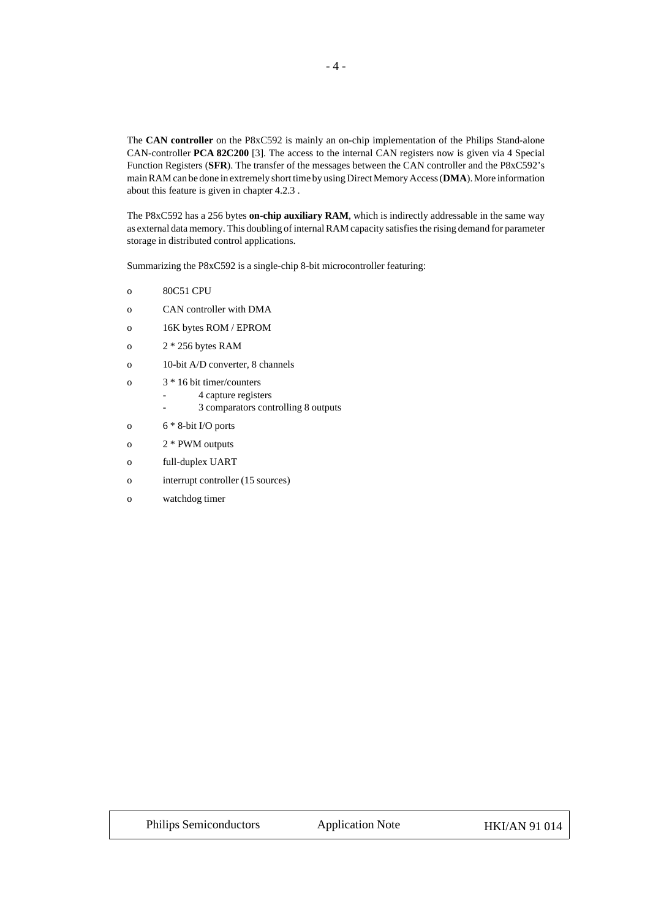The **CAN controller** on the P8xC592 is mainly an on-chip implementation of the Philips Stand-alone CAN-controller **PCA 82C200** [3]. The access to the internal CAN registers now is given via 4 Special Function Registers (**SFR**). The transfer of the messages between the CAN controller and the P8xC592's main RAM can be done in extremely short time by using Direct Memory Access (**DMA**). More information about this feature is given in chapter 4.2.3 .

The P8xC592 has a 256 bytes **on-chip auxiliary RAM**, which is indirectly addressable in the same way as external data memory. This doubling of internal RAM capacity satisfies the rising demand for parameter storage in distributed control applications.

Summarizing the P8xC592 is a single-chip 8-bit microcontroller featuring:

- 80C51 CPU
- CAN controller with DMA
- 16K bytes ROM / EPROM
- 2 * 256 bytes RAM
- 10-bit A/D converter, 8 channels
- 3 * 16 bit timer/counters
  - 4 capture registers
  - 3 comparators controlling 8 outputs
- 6 * 8-bit I/O ports
- 2 * PWM outputs
- full-duplex UART
- interrupt controller (15 sources)
- watchdog timer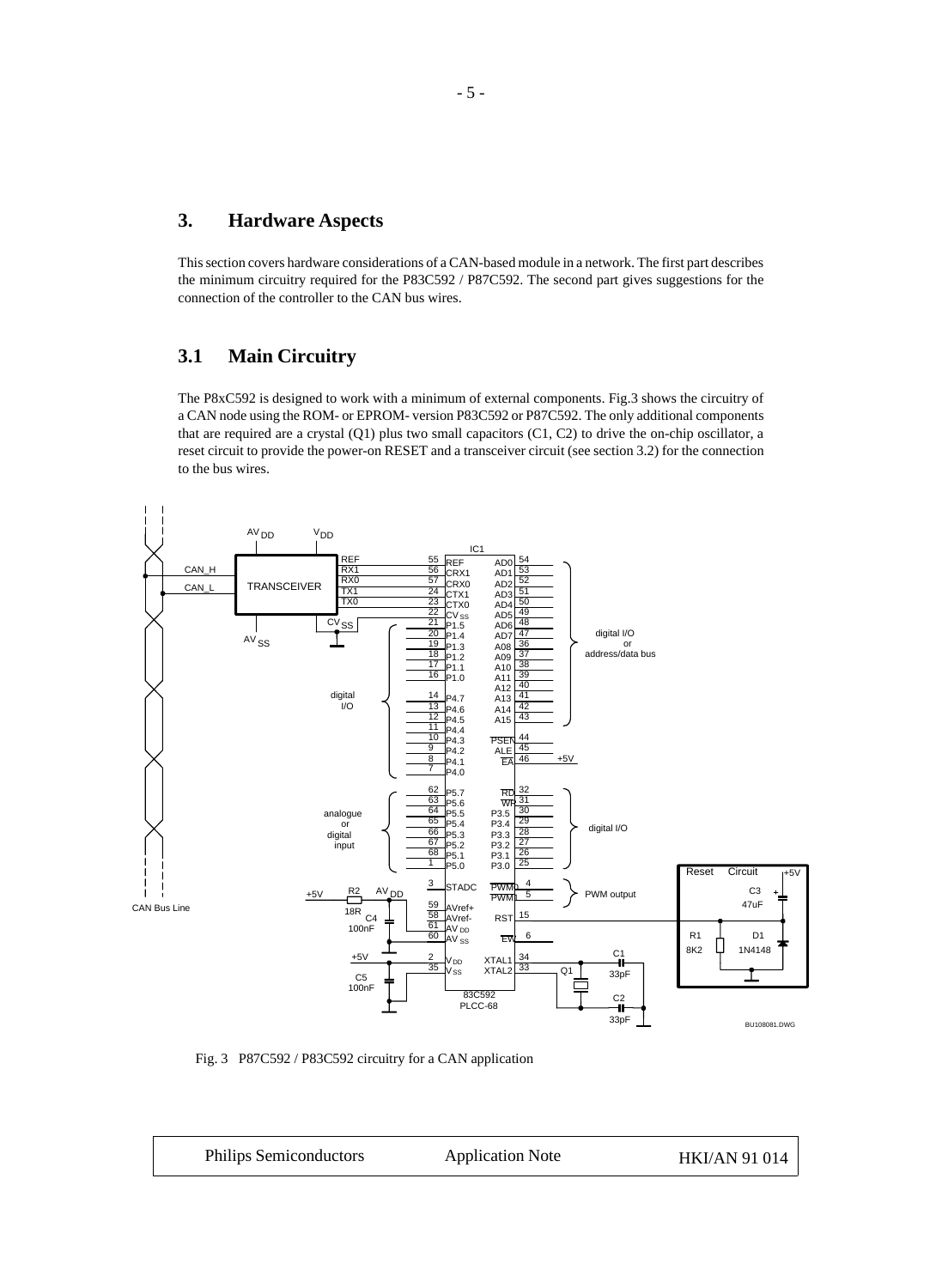## 3. Hardware Aspects

This section covers hardware considerations of a CAN-based module in a network. The first part describes the minimum circuitry required for the P83C592 / P87C592. The second part gives suggestions for the connection of the controller to the CAN bus wires.

## 3.1 Main Circuitry

The P8xC592 is designed to work with a minimum of external components. Fig.3 shows the circuitry of a CAN node using the ROM- or EPROM- version P83C592 or P87C592. The only additional components that are required are a crystal (Q1) plus two small capacitors (C1, C2) to drive the on-chip oscillator, a reset circuit to provide the power-on RESET and a transceiver circuit (see section 3.2) for the connection to the bus wires.

Fig. 3 P87C592 / P83C592 circuitry for a CAN application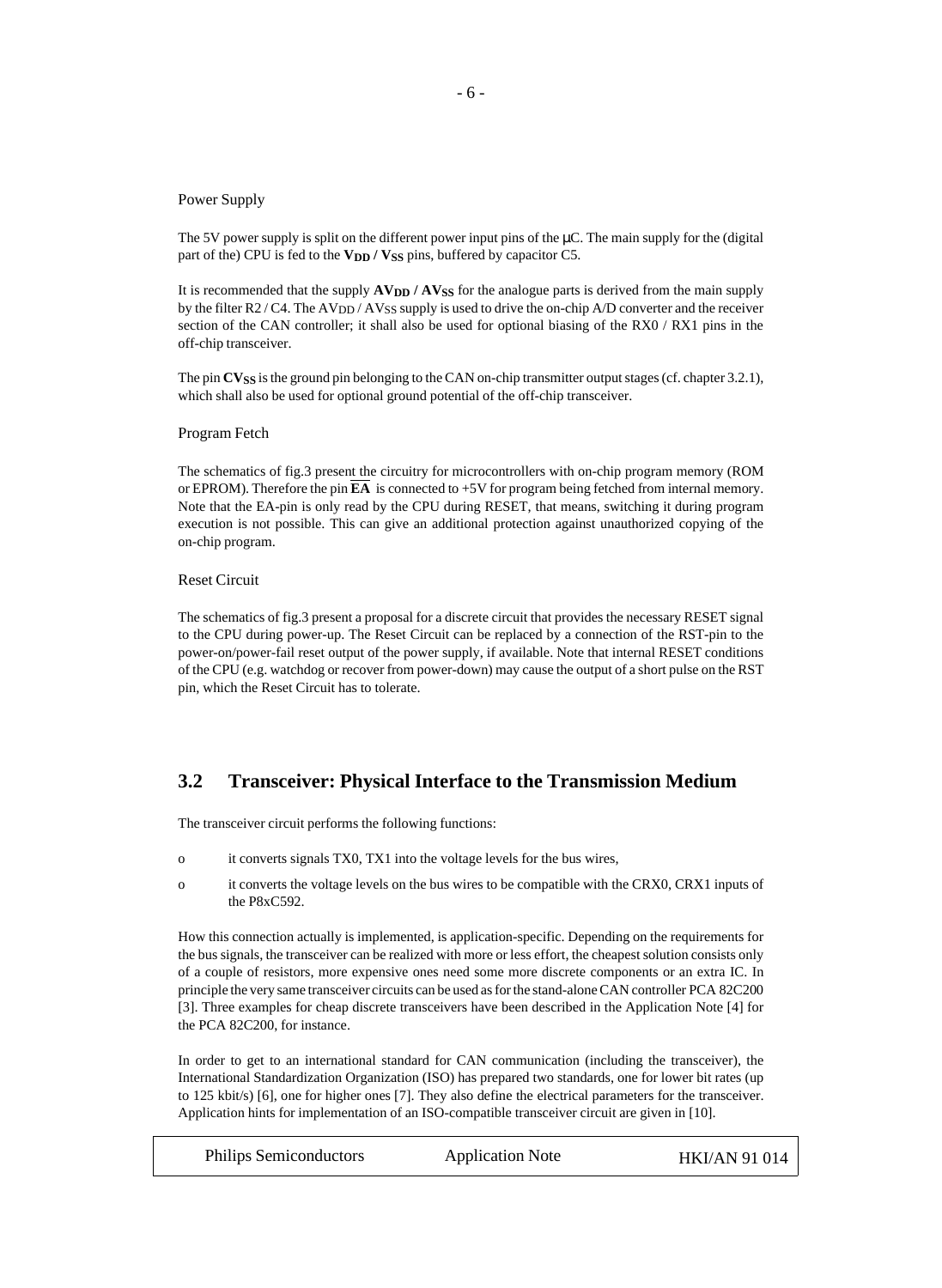Power Supply

The 5V power supply is split on the different power input pins of the µC. The main supply for the (digital part of the) CPU is fed to the **$V_{DD}$ / $V_{SS}$** pins, buffered by capacitor C5.

It is recommended that the supply **$AV_{DD}$ / $AV_{SS}$** for the analogue parts is derived from the main supply by the filter R2 / C4. The $AV_{DD}$ / $AV_{SS}$ supply is used to drive the on-chip A/D converter and the receiver section of the CAN controller; it shall also be used for optional biasing of the RX0 / RX1 pins in the off-chip transceiver.

The pin **$CV_{SS}$** is the ground pin belonging to the CAN on-chip transmitter output stages (cf. chapter 3.2.1), which shall also be used for optional ground potential of the off-chip transceiver.

Program Fetch

The schematics of fig.3 present the circuitry for microcontrollers with on-chip program memory (ROM or EPROM). Therefore the pin $\overline{\textbf{EA}}$ is connected to +5V for program being fetched from internal memory. Note that the EA-pin is only read by the CPU during RESET, that means, switching it during program execution is not possible. This can give an additional protection against unauthorized copying of the on-chip program.

Reset Circuit

The schematics of fig.3 present a proposal for a discrete circuit that provides the necessary RESET signal to the CPU during power-up. The Reset Circuit can be replaced by a connection of the RST-pin to the power-on/power-fail reset output of the power supply, if available. Note that internal RESET conditions of the CPU (e.g. watchdog or recover from power-down) may cause the output of a short pulse on the RST pin, which the Reset Circuit has to tolerate.

## 3.2 Transceiver: Physical Interface to the Transmission Medium

The transceiver circuit performs the following functions:

- it converts signals TX0, TX1 into the voltage levels for the bus wires,
- it converts the voltage levels on the bus wires to be compatible with the CRX0, CRX1 inputs of the P8xC592.

How this connection actually is implemented, is application-specific. Depending on the requirements for the bus signals, the transceiver can be realized with more or less effort, the cheapest solution consists only of a couple of resistors, more expensive ones need some more discrete components or an extra IC. In principle the very same transceiver circuits can be used as for the stand-alone CAN controller PCA 82C200 [3]. Three examples for cheap discrete transceivers have been described in the Application Note [4] for the PCA 82C200, for instance.

In order to get to an international standard for CAN communication (including the transceiver), the International Standardization Organization (ISO) has prepared two standards, one for lower bit rates (up to 125 kbit/s) [6], one for higher ones [7]. They also define the electrical parameters for the transceiver. Application hints for implementation of an ISO-compatible transceiver circuit are given in [10].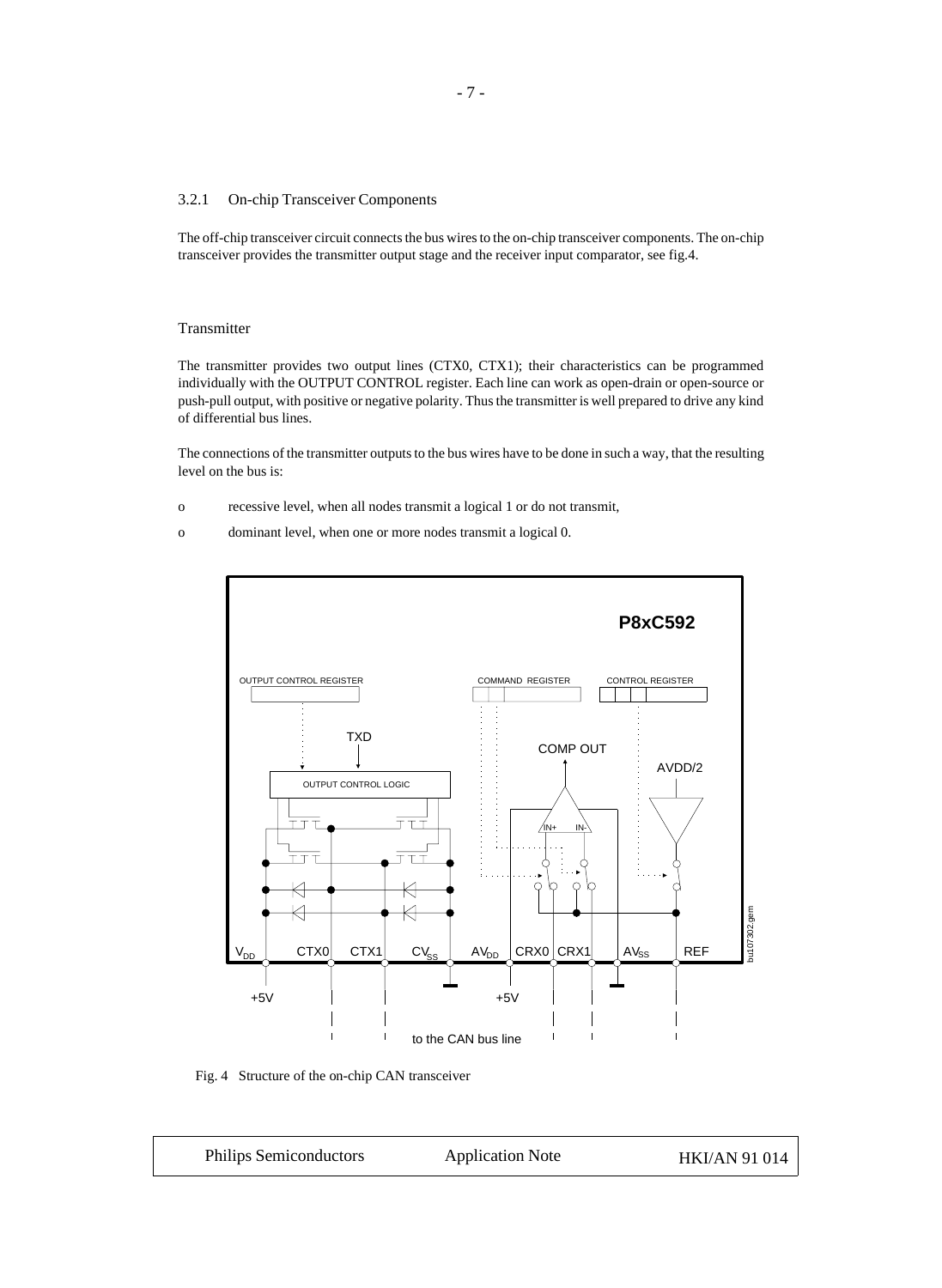### 3.2.1 On-chip Transceiver Components

The off-chip transceiver circuit connects the bus wires to the on-chip transceiver components. The on-chip transceiver provides the transmitter output stage and the receiver input comparator, see fig.4.

#### Transmitter

The transmitter provides two output lines (CTX0, CTX1); their characteristics can be programmed individually with the OUTPUT CONTROL register. Each line can work as open-drain or open-source or push-pull output, with positive or negative polarity. Thus the transmitter is well prepared to drive any kind of differential bus lines.

The connections of the transmitter outputs to the bus wires have to be done in such a way, that the resulting level on the bus is:

- o recessive level, when all nodes transmit a logical 1 or do not transmit,
- o dominant level, when one or more nodes transmit a logical 0.

P8xC592

OUTPUT CONTROL REGISTER

COMMAND REGISTER

CONTROL REGISTER

TXD

COMP OUT

AVDD/2

OUTPUT CONTROL LOGIC

IN+ IN-

$V_{DD}$ CTX0 CTX1 $CV_{SS}$ $AV_{DD}$ CRX0 CRX1 $AV_{SS}$ REF

+5V

+5V

to the CAN bus line

bu107302.gem

Fig. 4 Structure of the on-chip CAN transceiver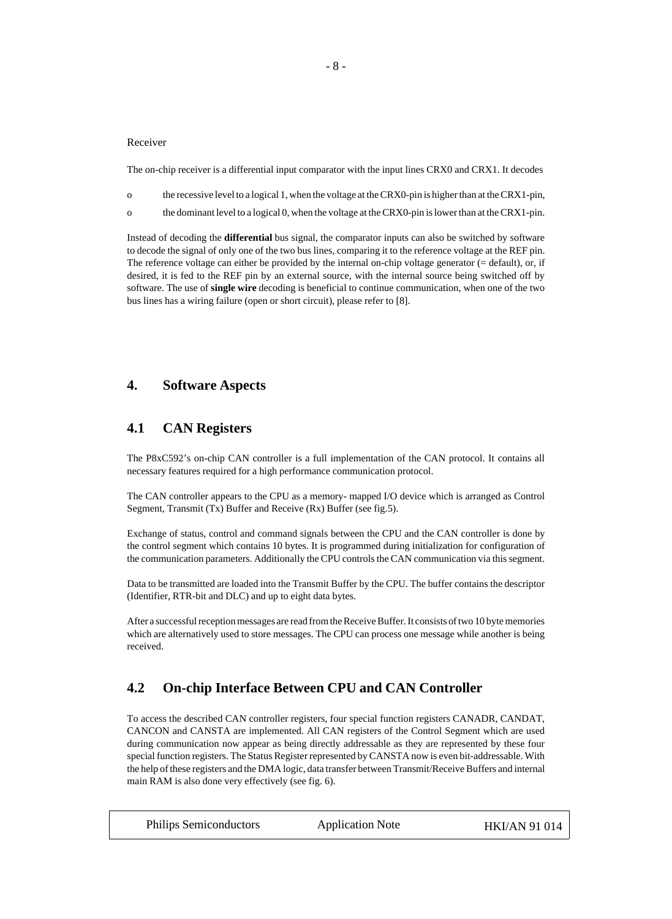Receiver

The on-chip receiver is a differential input comparator with the input lines CRX0 and CRX1. It decodes

- the recessive level to a logical 1, when the voltage at the CRX0-pin is higher than at the CRX1-pin,
- the dominant level to a logical 0, when the voltage at the CRX0-pin is lower than at the CRX1-pin.

Instead of decoding the **differential** bus signal, the comparator inputs can also be switched by software to decode the signal of only one of the two bus lines, comparing it to the reference voltage at the REF pin. The reference voltage can either be provided by the internal on-chip voltage generator (= default), or, if desired, it is fed to the REF pin by an external source, with the internal source being switched off by software. The use of **single wire** decoding is beneficial to continue communication, when one of the two bus lines has a wiring failure (open or short circuit), please refer to [8].

## 4. Software Aspects

## 4.1 CAN Registers

The P8xC592's on-chip CAN controller is a full implementation of the CAN protocol. It contains all necessary features required for a high performance communication protocol.

The CAN controller appears to the CPU as a memory- mapped I/O device which is arranged as Control Segment, Transmit (Tx) Buffer and Receive (Rx) Buffer (see fig.5).

Exchange of status, control and command signals between the CPU and the CAN controller is done by the control segment which contains 10 bytes. It is programmed during initialization for configuration of the communication parameters. Additionally the CPU controls the CAN communication via this segment.

Data to be transmitted are loaded into the Transmit Buffer by the CPU. The buffer contains the descriptor (Identifier, RTR-bit and DLC) and up to eight data bytes.

After a successful reception messages are read from the Receive Buffer. It consists of two 10 byte memories which are alternatively used to store messages. The CPU can process one message while another is being received.

## 4.2 On-chip Interface Between CPU and CAN Controller

To access the described CAN controller registers, four special function registers CANADR, CANDAT, CANCON and CANSTA are implemented. All CAN registers of the Control Segment which are used during communication now appear as being directly addressable as they are represented by these four special function registers. The Status Register represented by CANSTA now is even bit-addressable. With the help of these registers and the DMA logic, data transfer between Transmit/Receive Buffers and internal main RAM is also done very effectively (see fig. 6).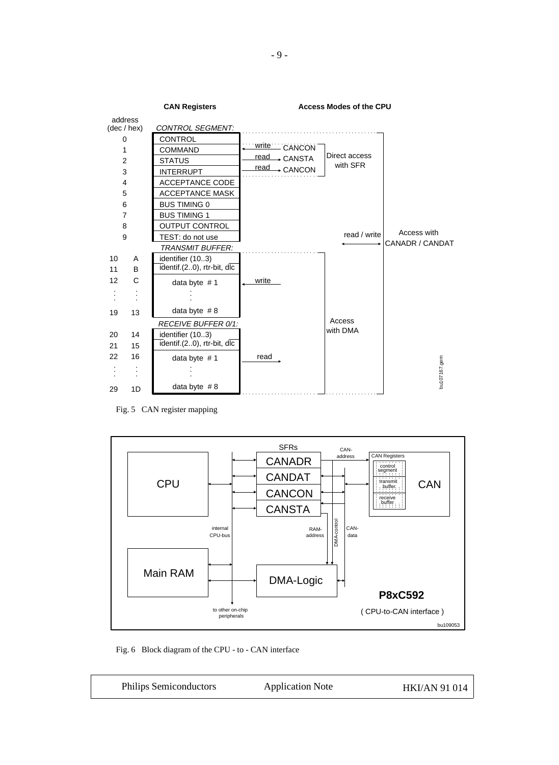CAN Registers

Access Modes of the CPU

address (dec / hex)

CONTROL SEGMENT:

0 CONTROL

1 COMMAND

2 STATUS

3 INTERRUPT

4 ACCEPTANCE CODE

5 ACCEPTANCE MASK

6 BUS TIMING 0

7 BUS TIMING 1

8 OUTPUT CONTROL

9 TEST: do not use

write CANCON

read CANSTA

read CANCON

Direct access with SFR

read / write

Access with CANADR / CANDAT

TRANSMIT BUFFER:

10 A identifier (10..3)

11 B identif.(2..0), rtr-bit, dlc

12 C data byte # 1

19 13 data byte # 8

write

RECEIVE BUFFER 0/1:

20 14 identifier (10..3)

21 15 identif.(2..0), rtr-bit, dlc

22 16 data byte # 1

29 1D data byte # 8

read

Access with DMA

bu107167.gem

Fig. 5 CAN register mapping

CPU

SFRs

CANADR

CANDAT

CANCON

CANSTA

CAN-address

CAN Registers

control segment

transmit buffer

receive buffer

CAN

internal CPU-bus

RAM-address

DMA-control

CAN-data

Main RAM

DMA-Logic

to other on-chip peripherals

P8xC592

( CPU-to-CAN interface )

bu109053

Fig. 6 Block diagram of the CPU - to - CAN interface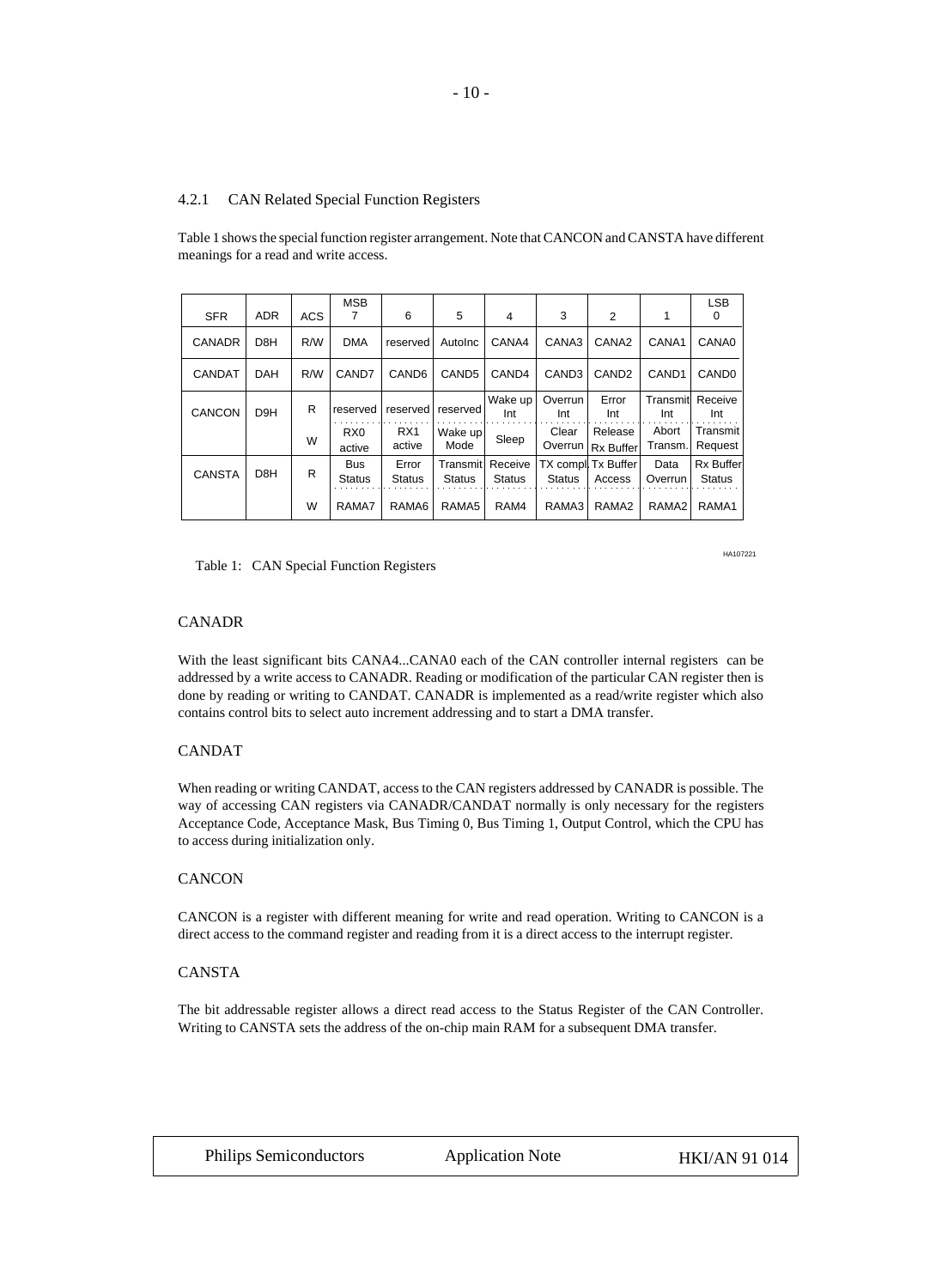### 4.2.1 CAN Related Special Function Registers

Table 1 shows the special function register arrangement. Note that CANCON and CANSTA have different meanings for a read and write access.

| SFR | ADR | ACS | MSB 7 | 6 | 5 | 4 | 3 | 2 | 1 | LSB 0 |
|---|---|---|---|---|---|---|---|---|---|---|
| CANADR | D8H | R/W | DMA | reserved | AutoInc | CANA4 | CANA3 | CANA2 | CANA1 | CANA0 |
| CANDAT | DAH | R/W | CAND7 | CAND6 | CAND5 | CAND4 | CAND3 | CAND2 | CAND1 | CAND0 |
| CANCON | D9H | R | reserved | reserved | reserved | Wake up Int | Overrun Int | Error Int | Transmit Int | Receive Int |
| | | W | RX0 active | RX1 active | Wake up Mode | Sleep | Clear Overrun | Release Rx Buffer | Abort Transm. | Transmit Request |
| CANSTA | D8H | R | Bus Status | Error Status | Transmit Status | Receive Status | TX compl. Status | Tx Buffer Access | Data Overrun | Rx Buffer Status |
| | | W | RAMA7 | RAMA6 | RAMA5 | RAM4 | RAMA3 | RAMA2 | RAMA2 | RAMA1 |

HA107221

Table 1: CAN Special Function Registers

#### CANADR

With the least significant bits CANA4...CANA0 each of the CAN controller internal registers can be addressed by a write access to CANADR. Reading or modification of the particular CAN register then is done by reading or writing to CANDAT. CANADR is implemented as a read/write register which also contains control bits to select auto increment addressing and to start a DMA transfer.

#### CANDAT

When reading or writing CANDAT, access to the CAN registers addressed by CANADR is possible. The way of accessing CAN registers via CANADR/CANDAT normally is only necessary for the registers Acceptance Code, Acceptance Mask, Bus Timing 0, Bus Timing 1, Output Control, which the CPU has to access during initialization only.

#### CANCON

CANCON is a register with different meaning for write and read operation. Writing to CANCON is a direct access to the command register and reading from it is a direct access to the interrupt register.

#### CANSTA

The bit addressable register allows a direct read access to the Status Register of the CAN Controller. Writing to CANSTA sets the address of the on-chip main RAM for a subsequent DMA transfer.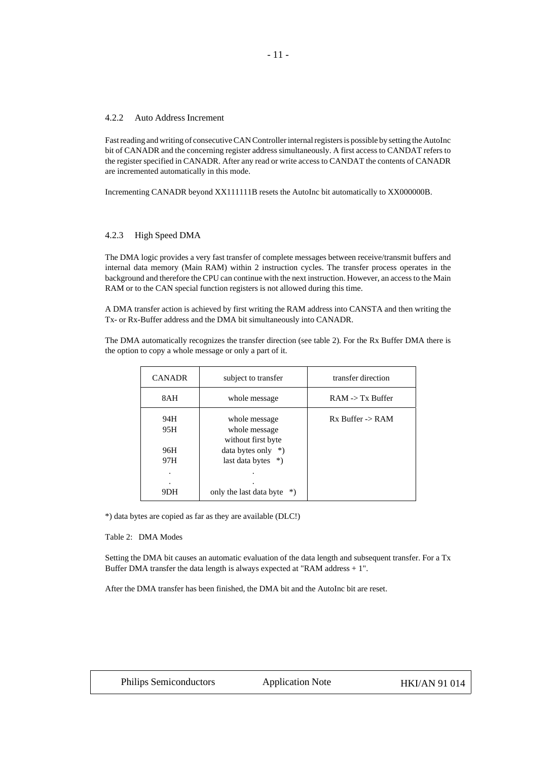### 4.2.2 Auto Address Increment

Fast reading and writing of consecutive CAN Controller internal registers is possible by setting the AutoInc bit of CANADR and the concerning register address simultaneously. A first access to CANDAT refers to the register specified in CANADR. After any read or write access to CANDAT the contents of CANADR are incremented automatically in this mode.

Incrementing CANADR beyond XX111111B resets the AutoInc bit automatically to XX000000B.

### 4.2.3 High Speed DMA

The DMA logic provides a very fast transfer of complete messages between receive/transmit buffers and internal data memory (Main RAM) within 2 instruction cycles. The transfer process operates in the background and therefore the CPU can continue with the next instruction. However, an access to the Main RAM or to the CAN special function registers is not allowed during this time.

A DMA transfer action is achieved by first writing the RAM address into CANSTA and then writing the Tx- or Rx-Buffer address and the DMA bit simultaneously into CANADR.

The DMA automatically recognizes the transfer direction (see table 2). For the Rx Buffer DMA there is the option to copy a whole message or only a part of it.

| CANADR | subject to transfer | transfer direction |
|---|---|---|
| 8AH | whole message | RAM -> Tx Buffer |
| 94H | whole message | Rx Buffer -> RAM |
| 95H | whole message without first byte | |
| 96H | data bytes only *) | |
| 97H | last data bytes *) | |
| . | . | |
| . | . | |
| 9DH | only the last data byte *) | |

*) data bytes are copied as far as they are available (DLC!)

Table 2: DMA Modes

Setting the DMA bit causes an automatic evaluation of the data length and subsequent transfer. For a Tx Buffer DMA transfer the data length is always expected at "RAM address + 1".

After the DMA transfer has been finished, the DMA bit and the AutoInc bit are reset.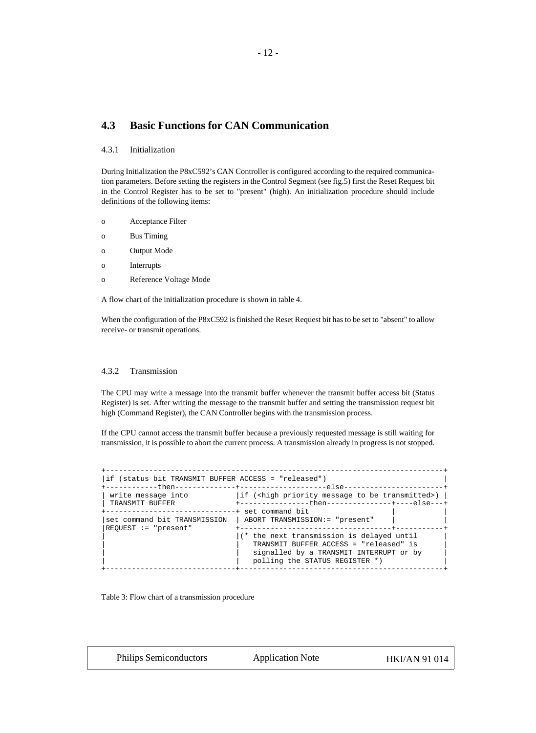## 4.3 Basic Functions for CAN Communication

### 4.3.1 Initialization

During Initialization the P8xC592's CAN Controller is configured according to the required communication parameters. Before setting the registers in the Control Segment (see fig.5) first the Reset Request bit in the Control Register has to be set to "present" (high). An initialization procedure should include definitions of the following items:

- Acceptance Filter
- Bus Timing
- Output Mode
- Interrupts
- Reference Voltage Mode

A flow chart of the initialization procedure is shown in table 4.

When the configuration of the P8xC592 is finished the Reset Request bit has to be set to "absent" to allow receive- or transmit operations.

### 4.3.2 Transmission

The CPU may write a message into the transmit buffer whenever the transmit buffer access bit (Status Register) is set. After writing the message to the transmit buffer and setting the transmission request bit high (Command Register), the CAN Controller begins with the transmission process.

If the CPU cannot access the transmit buffer because a previously requested message is still waiting for transmission, it is possible to abort the current process. A transmission already in progress is not stopped.

```
+----------------------------------------------------------------------------+
|if (status bit TRANSMIT BUFFER ACCESS = "released")                         |
+------------then--------------+--------------------else---------------------+
| write message into           |if (<high priority message to be transmitted>) |
| TRANSMIT BUFFER              +----------------then---------------+----else---+
+------------------------------+ set command bit                   |           |
|set command bit TRANSMISSION  | ABORT TRANSMISSION:= "present"    |           |
|REQUEST := "present"          +-----------------------------------+-----------+
|                              |(* the next transmission is delayed until      |
|                              |   TRANSMIT BUFFER ACCESS = "released" is      |
|                              |   signalled by a TRANSMIT INTERRUPT or by     |
|                              |   polling the STATUS REGISTER *)              |
+------------------------------+-----------------------------------------------+
```

Table 3: Flow chart of a transmission procedure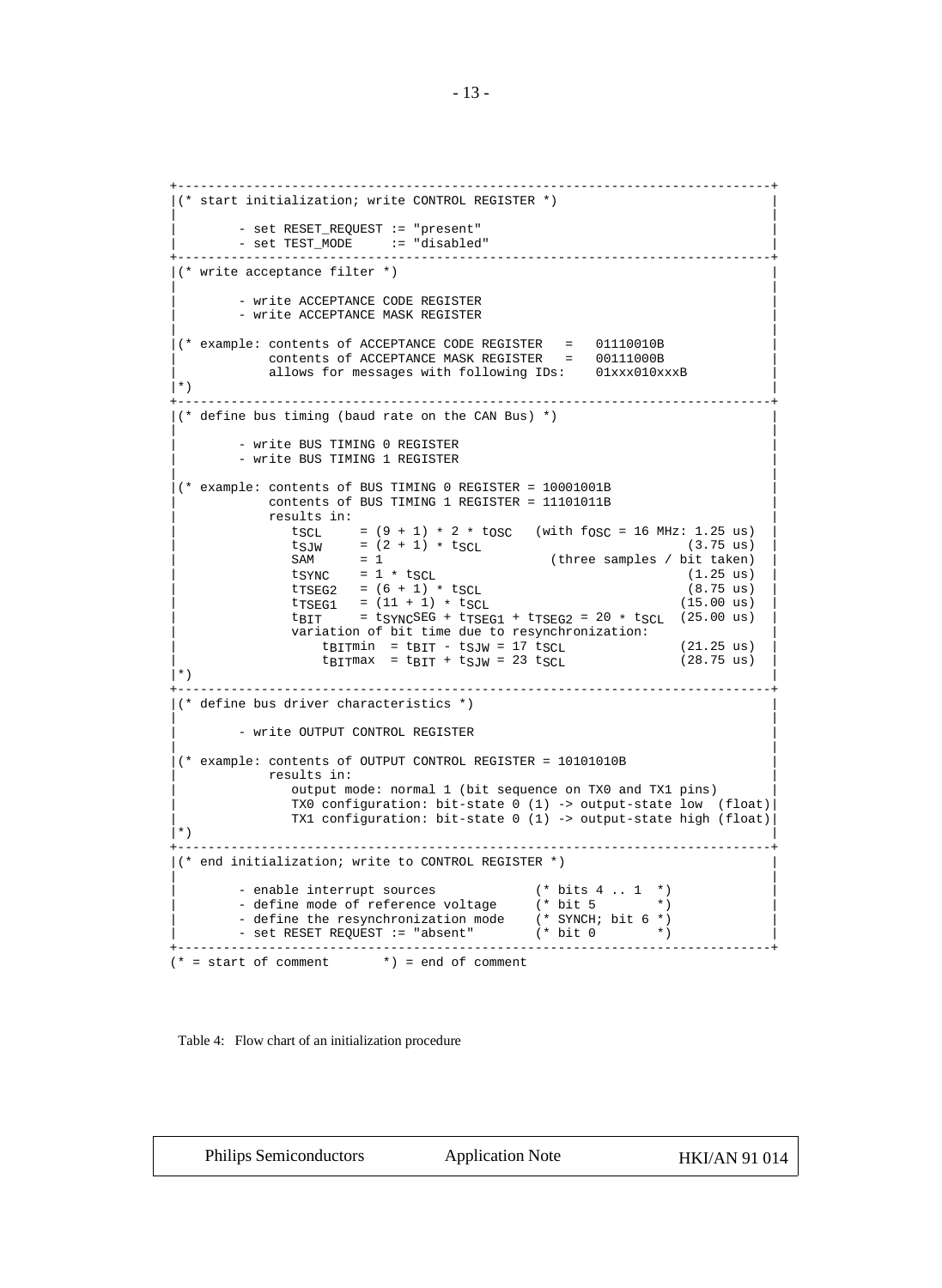```
+-----------------------------------------------------------------------------+
|(* start initialization; write CONTROL REGISTER *)                           |
|                                                                             |
|        - set RESET_REQUEST := "present"                                     |
|        - set TEST_MODE     := "disabled"                                    |
+-----------------------------------------------------------------------------+
|(* write acceptance filter *)                                                |
|                                                                             |
|        - write ACCEPTANCE CODE REGISTER                                     |
|        - write ACCEPTANCE MASK REGISTER                                     |
|                                                                             |
|(* example: contents of ACCEPTANCE CODE REGISTER   =   01110010B            |
|           contents of ACCEPTANCE MASK REGISTER   =   00111000B            |
|           allows for messages with following IDs:    01xxx010xxxB         |
|*)                                                                           |
+-----------------------------------------------------------------------------+
|(* define bus timing (baud rate on the CAN Bus) *)                           |
|                                                                             |
|        - write BUS TIMING 0 REGISTER                                        |
|        - write BUS TIMING 1 REGISTER                                        |
|                                                                             |
|(* example: contents of BUS TIMING 0 REGISTER = 10001001B                    |
|           contents of BUS TIMING 1 REGISTER = 11101011B                    |
|           results in:                                                      |
|              tSCL     = (9 + 1) * 2 * tOSC   (with fOSC = 16 MHz: 1.25 us) |
|              tSJW     = (2 + 1) * tSCL                          (3.75 us)  |
|              SAM      = 1                      (three samples / bit taken) |
|              tSYNC    = 1 * tSCL                                (1.25 us)  |
|              tTSEG2   = (6 + 1) * tSCL                          (8.75 us)  |
|              tTSEG1   = (11 + 1) * tSCL                        (15.00 us)  |
|              tBIT     = tSYNCSEG + tTSEG1 + tTSEG2 = 20 * tSCL (25.00 us)  |
|              variation of bit time due to resynchronization:               |
|                  tBITmin  = tBIT - tSJW = 17 tSCL              (21.25 us)  |
|                  tBITmax  = tBIT + tSJW = 23 tSCL              (28.75 us)  |
|*)                                                                           |
+-----------------------------------------------------------------------------+
|(* define bus driver characteristics *)                                      |
|                                                                             |
|        - write OUTPUT CONTROL REGISTER                                      |
|                                                                             |
|(* example: contents of OUTPUT CONTROL REGISTER = 10101010B                  |
|           results in:                                                      |
|              output mode: normal 1 (bit sequence on TX0 and TX1 pins)      |
|              TX0 configuration: bit-state 0 (1) -> output-state low  (float)|
|              TX1 configuration: bit-state 0 (1) -> output-state high (float)|
|*)                                                                           |
+-----------------------------------------------------------------------------+
|(* end initialization; write to CONTROL REGISTER *)                          |
|                                                                             |
|        - enable interrupt sources             (* bits 4 .. 1  *)           |
|        - define mode of reference voltage     (* bit 5        *)           |
|        - define the resynchronization mode    (* SYNCH; bit 6 *)           |
|        - set RESET REQUEST := "absent"        (* bit 0        *)           |
+-----------------------------------------------------------------------------+
(* = start of comment       *) = end of comment
```

Table 4: Flow chart of an initialization procedure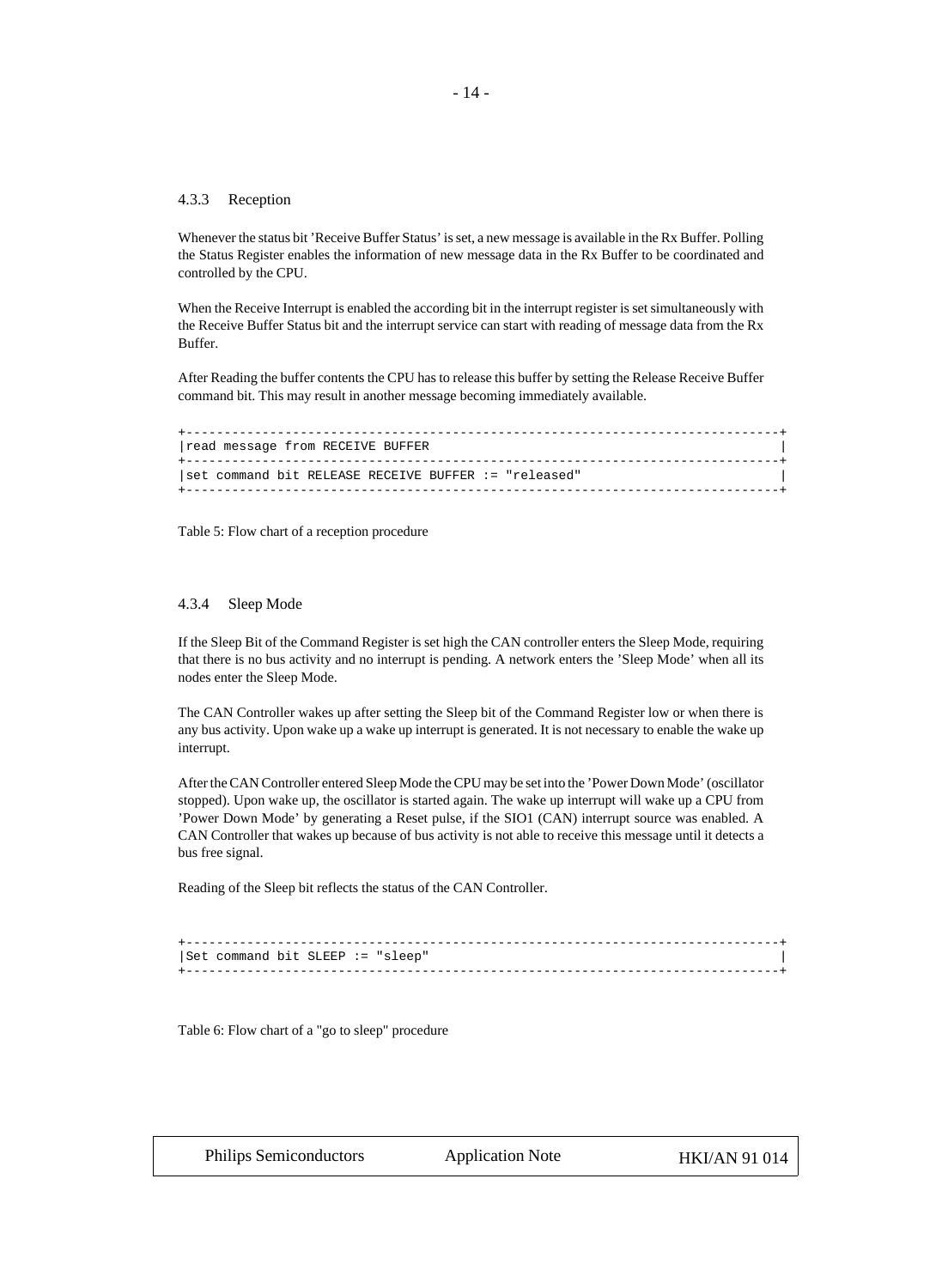### 4.3.3 Reception

Whenever the status bit 'Receive Buffer Status' is set, a new message is available in the Rx Buffer. Polling the Status Register enables the information of new message data in the Rx Buffer to be coordinated and controlled by the CPU.

When the Receive Interrupt is enabled the according bit in the interrupt register is set simultaneously with the Receive Buffer Status bit and the interrupt service can start with reading of message data from the Rx Buffer.

After Reading the buffer contents the CPU has to release this buffer by setting the Release Receive Buffer command bit. This may result in another message becoming immediately available.

```
+----------------------------------------------------------------------------+
|read message from RECEIVE BUFFER                                            |
+----------------------------------------------------------------------------+
|set command bit RELEASE RECEIVE BUFFER := "released"                        |
+----------------------------------------------------------------------------+
```

Table 5: Flow chart of a reception procedure

### 4.3.4 Sleep Mode

If the Sleep Bit of the Command Register is set high the CAN controller enters the Sleep Mode, requiring that there is no bus activity and no interrupt is pending. A network enters the 'Sleep Mode' when all its nodes enter the Sleep Mode.

The CAN Controller wakes up after setting the Sleep bit of the Command Register low or when there is any bus activity. Upon wake up a wake up interrupt is generated. It is not necessary to enable the wake up interrupt.

After the CAN Controller entered Sleep Mode the CPU may be set into the 'Power Down Mode' (oscillator stopped). Upon wake up, the oscillator is started again. The wake up interrupt will wake up a CPU from 'Power Down Mode' by generating a Reset pulse, if the SIO1 (CAN) interrupt source was enabled. A CAN Controller that wakes up because of bus activity is not able to receive this message until it detects a bus free signal.

Reading of the Sleep bit reflects the status of the CAN Controller.

```
+----------------------------------------------------------------------------+
|Set command bit SLEEP := "sleep"                                            |
+----------------------------------------------------------------------------+
```

Table 6: Flow chart of a "go to sleep" procedure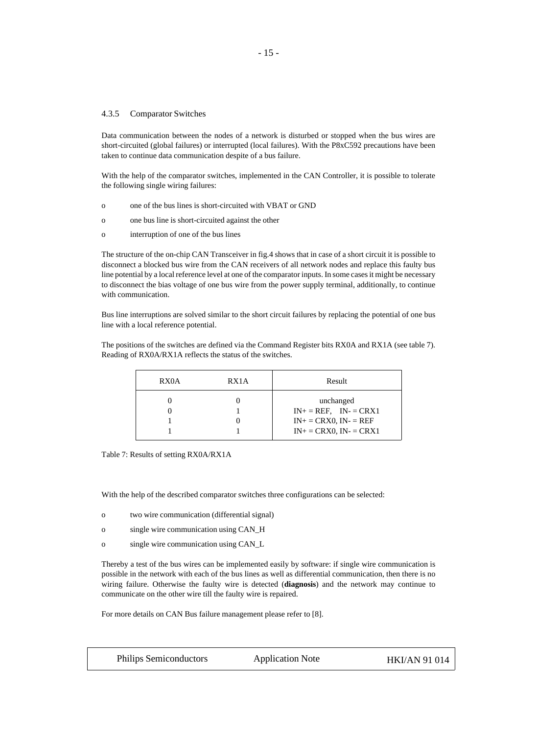### 4.3.5 Comparator Switches

Data communication between the nodes of a network is disturbed or stopped when the bus wires are short-circuited (global failures) or interrupted (local failures). With the P8xC592 precautions have been taken to continue data communication despite of a bus failure.

With the help of the comparator switches, implemented in the CAN Controller, it is possible to tolerate the following single wiring failures:

- one of the bus lines is short-circuited with VBAT or GND
- one bus line is short-circuited against the other
- interruption of one of the bus lines

The structure of the on-chip CAN Transceiver in fig.4 shows that in case of a short circuit it is possible to disconnect a blocked bus wire from the CAN receivers of all network nodes and replace this faulty bus line potential by a local reference level at one of the comparator inputs. In some cases it might be necessary to disconnect the bias voltage of one bus wire from the power supply terminal, additionally, to continue with communication.

Bus line interruptions are solved similar to the short circuit failures by replacing the potential of one bus line with a local reference potential.

The positions of the switches are defined via the Command Register bits RX0A and RX1A (see table 7). Reading of RX0A/RX1A reflects the status of the switches.

| RX0A | RX1A | Result |
|---|---|---|
| 0 | 0 | unchanged |
| 0 | 1 | IN+ = REF, IN- = CRX1 |
| 1 | 0 | IN+ = CRX0, IN- = REF |
| 1 | 1 | IN+ = CRX0, IN- = CRX1 |

Table 7: Results of setting RX0A/RX1A

With the help of the described comparator switches three configurations can be selected:

- two wire communication (differential signal)
- single wire communication using CAN_H
- single wire communication using CAN_L

Thereby a test of the bus wires can be implemented easily by software: if single wire communication is possible in the network with each of the bus lines as well as differential communication, then there is no wiring failure. Otherwise the faulty wire is detected (**diagnosis**) and the network may continue to communicate on the other wire till the faulty wire is repaired.

For more details on CAN Bus failure management please refer to [8].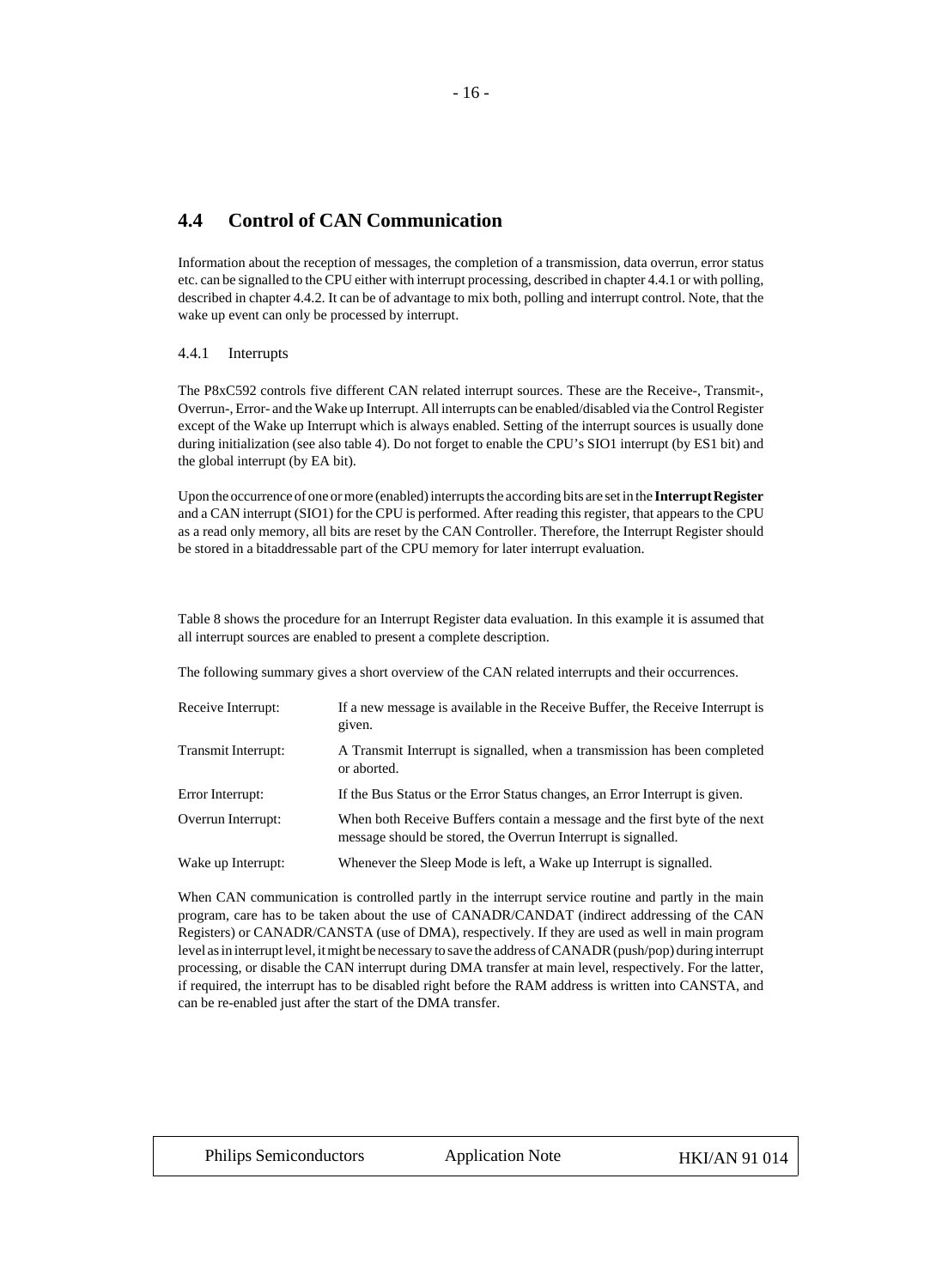## 4.4 Control of CAN Communication

Information about the reception of messages, the completion of a transmission, data overrun, error status etc. can be signalled to the CPU either with interrupt processing, described in chapter 4.4.1 or with polling, described in chapter 4.4.2. It can be of advantage to mix both, polling and interrupt control. Note, that the wake up event can only be processed by interrupt.

### 4.4.1 Interrupts

The P8xC592 controls five different CAN related interrupt sources. These are the Receive-, Transmit-, Overrun-, Error- and the Wake up Interrupt. All interrupts can be enabled/disabled via the Control Register except of the Wake up Interrupt which is always enabled. Setting of the interrupt sources is usually done during initialization (see also table 4). Do not forget to enable the CPU's SIO1 interrupt (by ES1 bit) and the global interrupt (by EA bit).

Upon the occurrence of one or more (enabled) interrupts the according bits are set in the **Interrupt Register** and a CAN interrupt (SIO1) for the CPU is performed. After reading this register, that appears to the CPU as a read only memory, all bits are reset by the CAN Controller. Therefore, the Interrupt Register should be stored in a bitaddressable part of the CPU memory for later interrupt evaluation.

Table 8 shows the procedure for an Interrupt Register data evaluation. In this example it is assumed that all interrupt sources are enabled to present a complete description.

The following summary gives a short overview of the CAN related interrupts and their occurrences.

| | |
|---|---|
| Receive Interrupt: | If a new message is available in the Receive Buffer, the Receive Interrupt is given. |
| Transmit Interrupt: | A Transmit Interrupt is signalled, when a transmission has been completed or aborted. |
| Error Interrupt: | If the Bus Status or the Error Status changes, an Error Interrupt is given. |
| Overrun Interrupt: | When both Receive Buffers contain a message and the first byte of the next message should be stored, the Overrun Interrupt is signalled. |
| Wake up Interrupt: | Whenever the Sleep Mode is left, a Wake up Interrupt is signalled. |

When CAN communication is controlled partly in the interrupt service routine and partly in the main program, care has to be taken about the use of CANADR/CANDAT (indirect addressing of the CAN Registers) or CANADR/CANSTA (use of DMA), respectively. If they are used as well in main program level as in interrupt level, it might be necessary to save the address of CANADR (push/pop) during interrupt processing, or disable the CAN interrupt during DMA transfer at main level, respectively. For the latter, if required, the interrupt has to be disabled right before the RAM address is written into CANSTA, and can be re-enabled just after the start of the DMA transfer.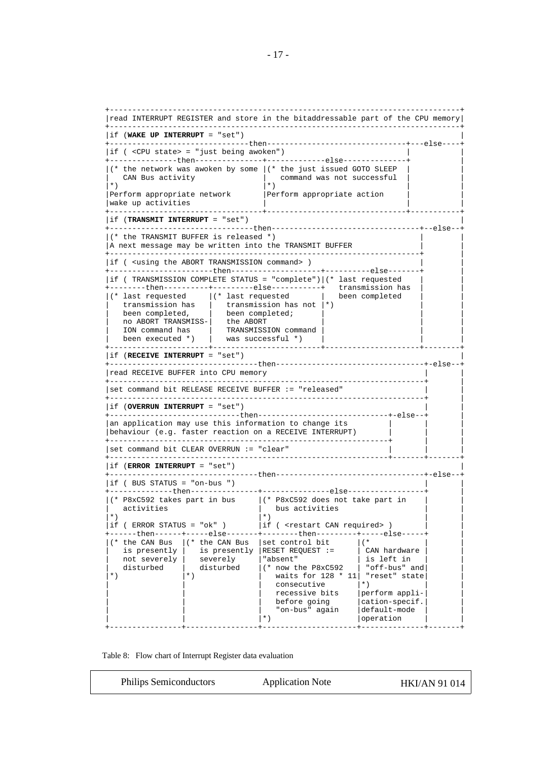```
+-----------------------------------------------------------------------------+
|read INTERRUPT REGISTER and store in the bitaddressable part of the CPU memory|
+-----------------------------------------------------------------------------+
|if (WAKE UP INTERRUPT = "set")                                               |
+------------------------------then-------------------------------+---else----+
|if ( <CPU state> = "just being awoken")                          |           |
+---------------then---------------+-------------else-------------+           |
|(* the network was awoken by some |(* the just issued GOTO SLEEP  |           |
|   CAN Bus activity               |   command was not successful  |           |
|*)                                |*)                             |           |
|Perform appropriate network       |Perform appropriate action     |           |
|wake up activities                |                               |           |
+----------------------------------+-------------------------------+-----------+
|if (TRANSMIT INTERRUPT = "set")                                               |
+--------------------------------then--------------------------------+--else--+
|(* the TRANSMIT BUFFER is released *)                               |        |
|A next message may be written into the TRANSMIT BUFFER              |        |
+--------------------------------------------------------------------+        |
|if ( <using the ABORT TRANSMISSION command> )                       |        |
+----------------------then-------------------+----------else-------+        |
|if ( TRANSMISSION COMPLETE STATUS = "complete")|(* last requested   |        |
+--------then----------+---------else----------+   transmission has |        |
|(* last requested     |(* last requested      |   been completed   |        |
|   transmission has   |   transmission has not |*)                 |        |
|   been completed,    |   been completed;     |                    |        |
|   no ABORT TRANSMISS-|   the ABORT           |                    |        |
|   ION command has    |   TRANSMISSION command |                   |        |
|   been executed *)   |   was successful *)   |                    |        |
+----------------------+-----------------------+--------------------+--------+
|if (RECEIVE INTERRUPT = "set")                                               |
+--------------------------------then--------------------------------+-else--+
|read RECEIVE BUFFER into CPU memory                                 |       |
+--------------------------------------------------------------------+       |
|set command bit RELEASE RECEIVE BUFFER := "released"                |       |
+--------------------------------------------------------------------+       |
|if (OVERRUN INTERRUPT = "set")                                      |       |
+-----------------------------then----------------------------+-else--+       |
|an application may use this information to change its        |       |       |
|behaviour (e.g. faster reaction on a RECEIVE INTERRUPT)      |       |       |
+-------------------------------------------------------------+       |       |
|set command bit CLEAR OVERRUN := "clear"                     |       |       |
+-------------------------------------------------------------+-------+-------+
|if (ERROR INTERRUPT = "set")                                                 |
+--------------------------------then--------------------------------+-else--+
|if ( BUS STATUS = "on-bus ")                                        |       |
+--------------then---------------+---------------else---------------+       |
|(* P8xC592 takes part in bus     |(* P8xC592 does not take part in  |       |
|   activities                    |   bus activities                 |       |
|*)                               |*)                                |       |
|if ( ERROR STATUS = "ok" )       |if ( <restart CAN required> )     |       |
+------then------+-----else-------+--------then---------+-----else-----+       |
|(* the CAN Bus  |(* the CAN Bus  |set control bit      |(*            |       |
|   is presently |   is presently |RESET REQUEST :=     | CAN hardware |       |
|   not severely |   severely     |"absent"             | is left in   |       |
|   disturbed    |   disturbed    |(* now the P8xC592   | "off-bus" and|       |
|*)              |*)              |   waits for 128 * 11| "reset" state|       |
|                |                |   consecutive       |*)            |       |
|                |                |   recessive bits    |perform appli-|       |
|                |                |   before going      |cation-specif.|       |
|                |                |   "on-bus" again    |default-mode  |       |
|                |                |*)                   |operation     |       |
+----------------+----------------+---------------------+--------------+-------+
```

Table 8: Flow chart of Interrupt Register data evaluation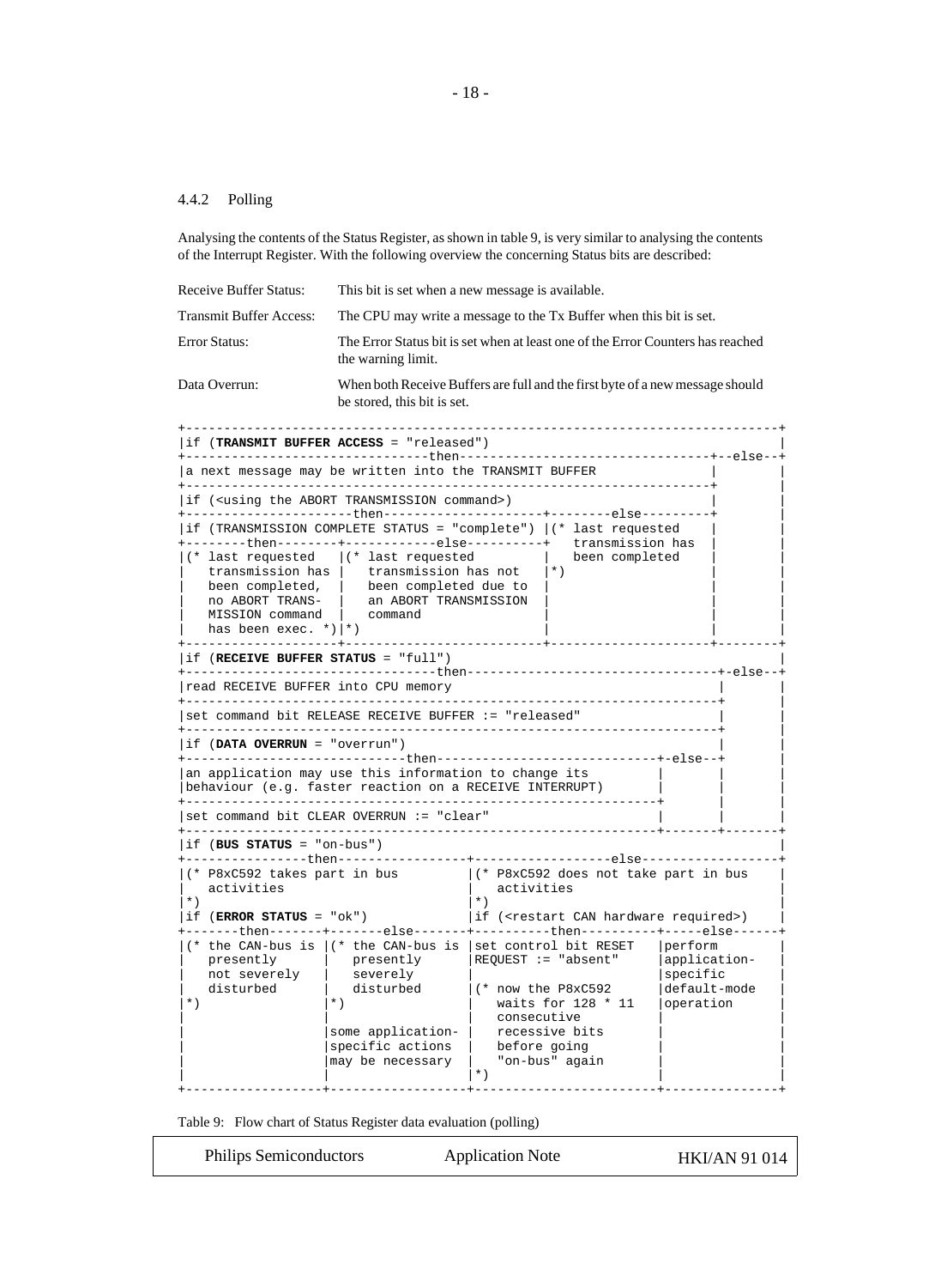### 4.4.2 Polling

Analysing the contents of the Status Register, as shown in table 9, is very similar to analysing the contents of the Interrupt Register. With the following overview the concerning Status bits are described:

| | |
|---|---|
| Receive Buffer Status: | This bit is set when a new message is available. |
| Transmit Buffer Access: | The CPU may write a message to the Tx Buffer when this bit is set. |
| Error Status: | The Error Status bit is set when at least one of the Error Counters has reached the warning limit. |
| Data Overrun: | When both Receive Buffers are full and the first byte of a new message should be stored, this bit is set. |

```
+----------------------------------------------------------------------------+
|if (TRANSMIT BUFFER ACCESS = "released")                                    |
+--------------------------------then---------------------------------+--else--+
|a next message may be written into the TRANSMIT BUFFER               |        |
+---------------------------------------------------------------------+        |
|if (<using the ABORT TRANSMISSION command>)                          |        |
+----------------------then--------------------+--------else---------+        |
|if (TRANSMISSION COMPLETE STATUS = "complete") |(* last requested    |        |
+--------then--------+-----------else----------+   transmission has  |        |
|(* last requested   |(* last requested        |   been completed    |        |
|   transmission has |   transmission has not  |*)                   |        |
|   been completed,  |   been completed due to |                     |        |
|   no ABORT TRANS-  |   an ABORT TRANSMISSION |                     |        |
|   MISSION command  |   command               |                     |        |
|   has been exec. *)|*)                       |                     |        |
+--------------------+-------------------------+---------------------+--------+
|if (RECEIVE BUFFER STATUS = "full")                                          |
+--------------------------------then---------------------------------+-else--+
|read RECEIVE BUFFER into CPU memory                                  |       |
+---------------------------------------------------------------------+       |
|set command bit RELEASE RECEIVE BUFFER := "released"                 |       |
+---------------------------------------------------------------------+       |
|if (DATA OVERRUN = "overrun")                                        |       |
+----------------------------then----------------------------+-else--+       |
|an application may use this information to change its       |       |       |
|behaviour (e.g. faster reaction on a RECEIVE INTERRUPT)      |       |       |
+-------------------------------------------------------------+       |       |
|set command bit CLEAR OVERRUN := "clear"                     |       |       |
+-------------------------------------------------------------+-------+-------+
|if (BUS STATUS = "on-bus")                                                   |
+----------------then-----------------+------------------else-----------------+
|(* P8xC592 takes part in bus         |(* P8xC592 does not take part in bus   |
|   activities                        |   activities                          |
|*)                                   |*)                                     |
|if (ERROR STATUS = "ok")             |if (<restart CAN hardware required>)   |
+-------then-------+-------else-------+----------then----------+-----else-----+
|(* the CAN-bus is |(* the CAN-bus is |set control bit RESET    |perform       |
|   presently      |   presently      |REQUEST := "absent"      |application-  |
|   not severely   |   severely       |                         |specific      |
|   disturbed      |   disturbed      |(* now the P8xC592       |default-mode  |
|*)                |*)                |   waits for 128 * 11    |operation     |
|                  |                  |   consecutive           |              |
|                  |some application- |   recessive bits        |              |
|                  |specific actions  |   before going          |              |
|                  |may be necessary  |   "on-bus" again        |              |
|                  |                  |*)                       |              |
+------------------+------------------+-------------------------+--------------+
```

Table 9: Flow chart of Status Register data evaluation (polling)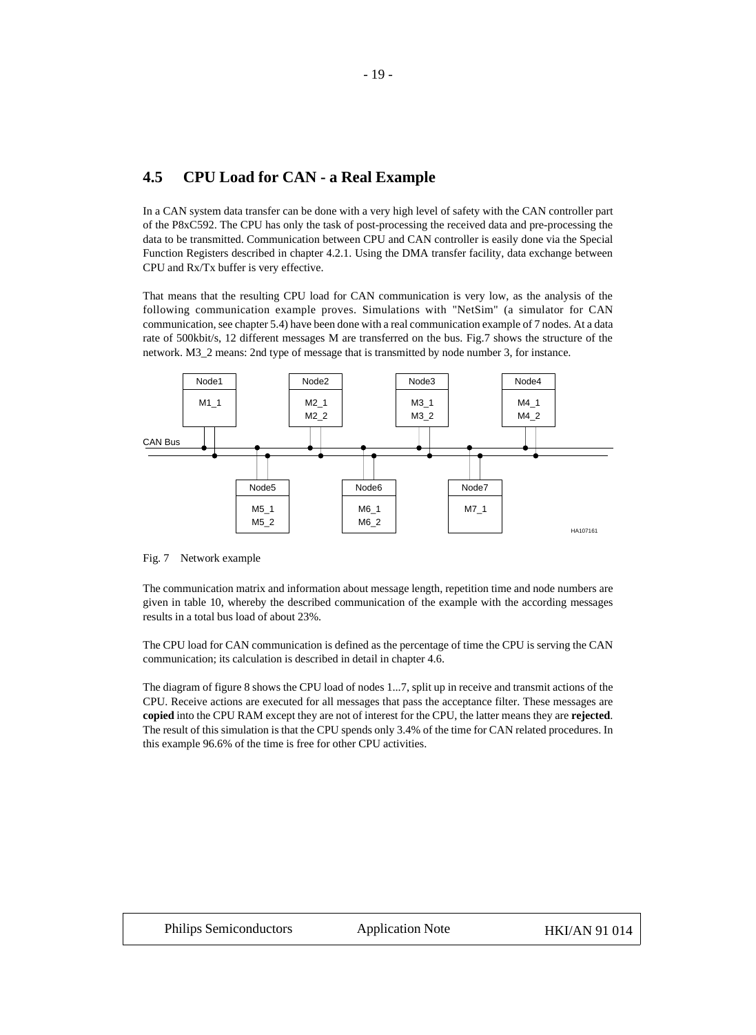## 4.5 CPU Load for CAN - a Real Example

In a CAN system data transfer can be done with a very high level of safety with the CAN controller part of the P8xC592. The CPU has only the task of post-processing the received data and pre-processing the data to be transmitted. Communication between CPU and CAN controller is easily done via the Special Function Registers described in chapter 4.2.1. Using the DMA transfer facility, data exchange between CPU and Rx/Tx buffer is very effective.

That means that the resulting CPU load for CAN communication is very low, as the analysis of the following communication example proves. Simulations with "NetSim" (a simulator for CAN communication, see chapter 5.4) have been done with a real communication example of 7 nodes. At a data rate of 500kbit/s, 12 different messages M are transferred on the bus. Fig.7 shows the structure of the network. M3_2 means: 2nd type of message that is transmitted by node number 3, for instance.

Node1
M1_1

Node2
M2_1
M2_2

Node3
M3_1
M3_2

Node4
M4_1
M4_2

CAN Bus

Node5
M5_1
M5_2

Node6
M6_1
M6_2

Node7
M7_1

HA107161

Fig. 7 Network example

The communication matrix and information about message length, repetition time and node numbers are given in table 10, whereby the described communication of the example with the according messages results in a total bus load of about 23%.

The CPU load for CAN communication is defined as the percentage of time the CPU is serving the CAN communication; its calculation is described in detail in chapter 4.6.

The diagram of figure 8 shows the CPU load of nodes 1...7, split up in receive and transmit actions of the CPU. Receive actions are executed for all messages that pass the acceptance filter. These messages are **copied** into the CPU RAM except they are not of interest for the CPU, the latter means they are **rejected**. The result of this simulation is that the CPU spends only 3.4% of the time for CAN related procedures. In this example 96.6% of the time is free for other CPU activities.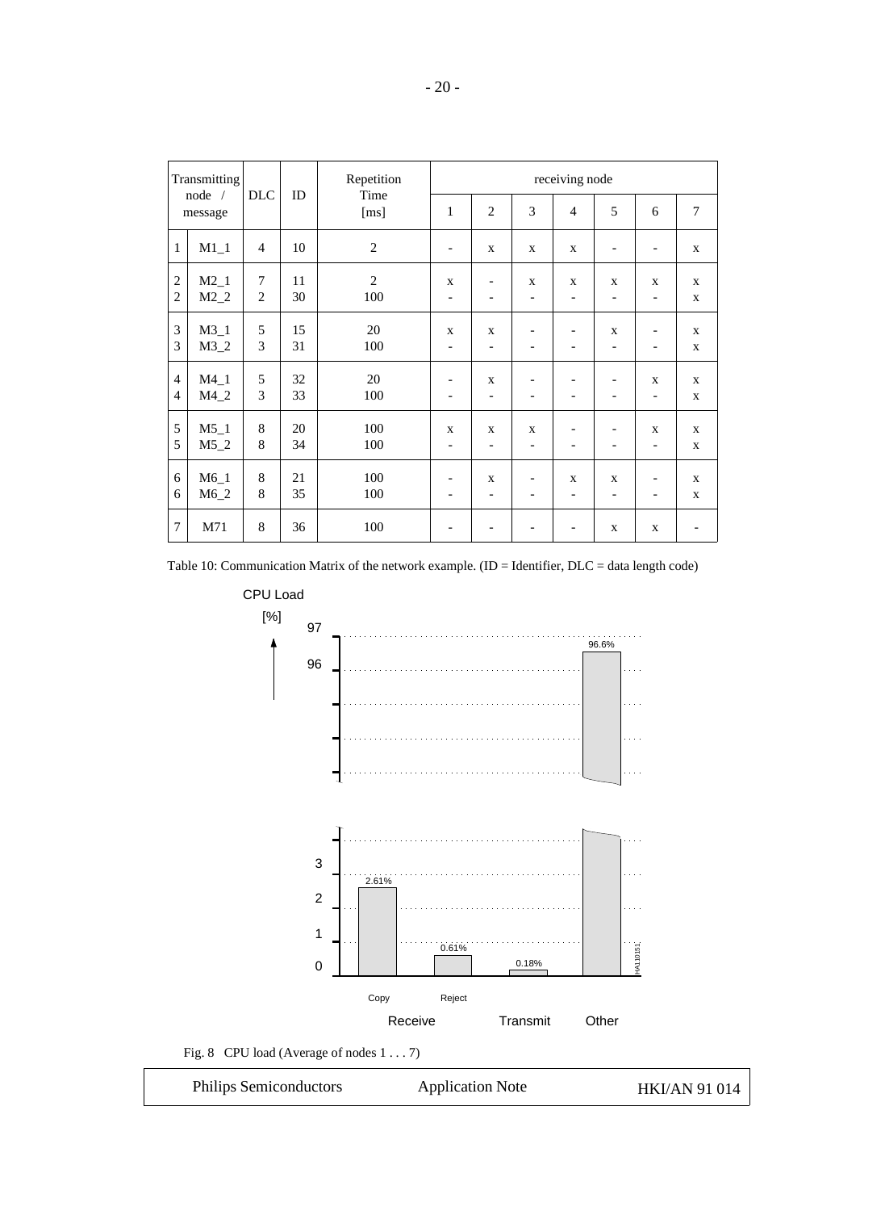| Transmitting node / message | | DLC | ID | Repetition Time [ms] | receiving node | | | | | | |
|---|---|---|---|---|---|---|---|---|---|---|---|
| | | | | | 1 | 2 | 3 | 4 | 5 | 6 | 7 |
| 1 | M1_1 | 4 | 10 | 2 | - | x | x | x | - | - | x |
| 2 | M2_1 | 7 | 11 | 2 | x | - | x | x | x | x | x |
| 2 | M2_2 | 2 | 30 | 100 | - | - | - | - | - | - | x |
| 3 | M3_1 | 5 | 15 | 20 | x | x | - | - | x | - | x |
| 3 | M3_2 | 3 | 31 | 100 | - | - | - | - | - | - | x |
| 4 | M4_1 | 5 | 32 | 20 | - | x | - | - | - | x | x |
| 4 | M4_2 | 3 | 33 | 100 | - | - | - | - | - | - | x |
| 5 | M5_1 | 8 | 20 | 100 | x | x | x | - | - | x | x |
| 5 | M5_2 | 8 | 34 | 100 | - | - | - | - | - | - | x |
| 6 | M6_1 | 8 | 21 | 100 | - | x | - | x | x | - | x |
| 6 | M6_2 | 8 | 35 | 100 | - | - | - | - | - | - | x |
| 7 | M71 | 8 | 36 | 100 | - | - | - | - | x | x | - |

Table 10: Communication Matrix of the network example. (ID = Identifier, DLC = data length code)

CPU Load
[%]
97
96
3
2
1
0
96.6%
2.61%
0.61%
0.18%
Copy
Reject
Receive
Transmit
Other
HA110151

Fig. 8 CPU load (Average of nodes 1 . . . 7)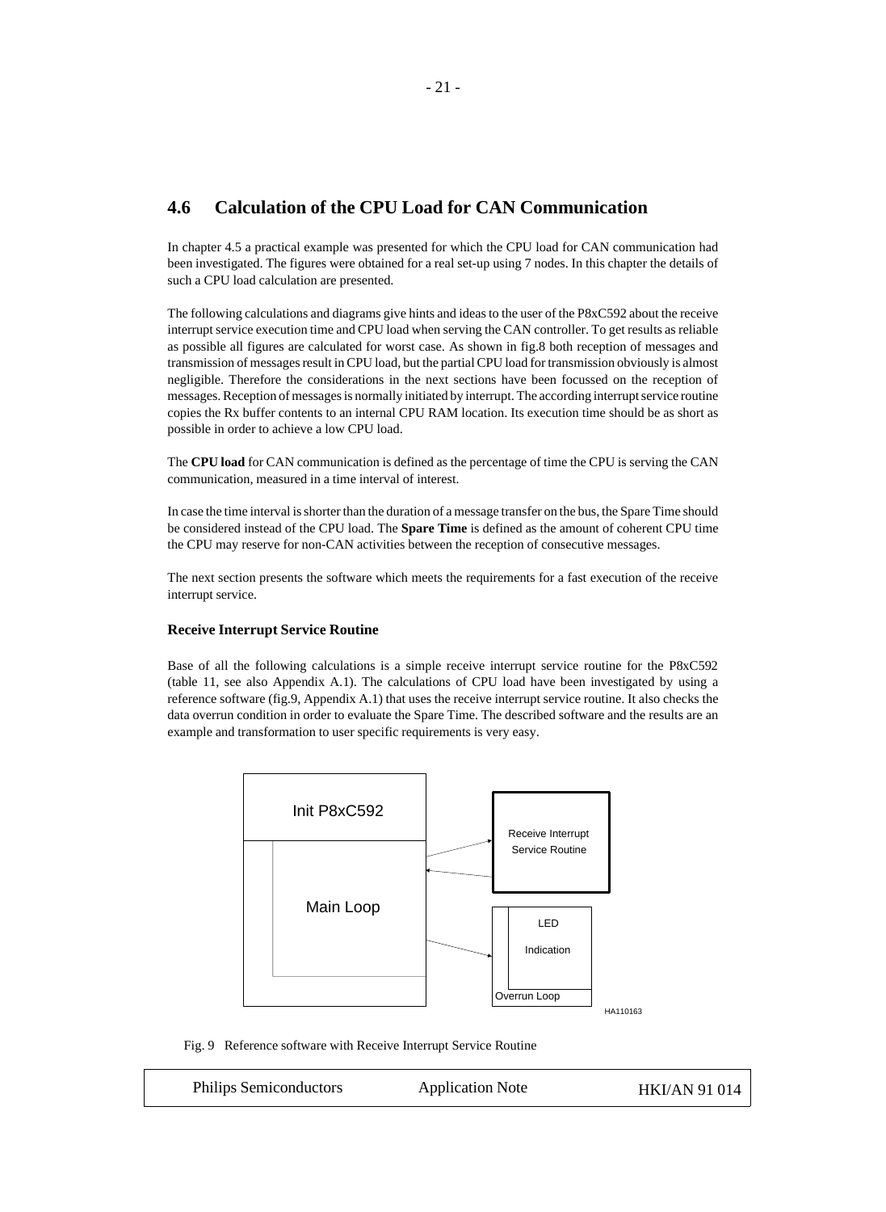## 4.6 Calculation of the CPU Load for CAN Communication

In chapter 4.5 a practical example was presented for which the CPU load for CAN communication had been investigated. The figures were obtained for a real set-up using 7 nodes. In this chapter the details of such a CPU load calculation are presented.

The following calculations and diagrams give hints and ideas to the user of the P8xC592 about the receive interrupt service execution time and CPU load when serving the CAN controller. To get results as reliable as possible all figures are calculated for worst case. As shown in fig.8 both reception of messages and transmission of messages result in CPU load, but the partial CPU load for transmission obviously is almost negligible. Therefore the considerations in the next sections have been focussed on the reception of messages. Reception of messages is normally initiated by interrupt. The according interrupt service routine copies the Rx buffer contents to an internal CPU RAM location. Its execution time should be as short as possible in order to achieve a low CPU load.

The **CPU load** for CAN communication is defined as the percentage of time the CPU is serving the CAN communication, measured in a time interval of interest.

In case the time interval is shorter than the duration of a message transfer on the bus, the Spare Time should be considered instead of the CPU load. The **Spare Time** is defined as the amount of coherent CPU time the CPU may reserve for non-CAN activities between the reception of consecutive messages.

The next section presents the software which meets the requirements for a fast execution of the receive interrupt service.

#### Receive Interrupt Service Routine

Base of all the following calculations is a simple receive interrupt service routine for the P8xC592 (table 11, see also Appendix A.1). The calculations of CPU load have been investigated by using a reference software (fig.9, Appendix A.1) that uses the receive interrupt service routine. It also checks the data overrun condition in order to evaluate the Spare Time. The described software and the results are an example and transformation to user specific requirements is very easy.

Init P8xC592

Main Loop

Receive Interrupt Service Routine

LED Indication

Overrun Loop

HA110163

Fig. 9 Reference software with Receive Interrupt Service Routine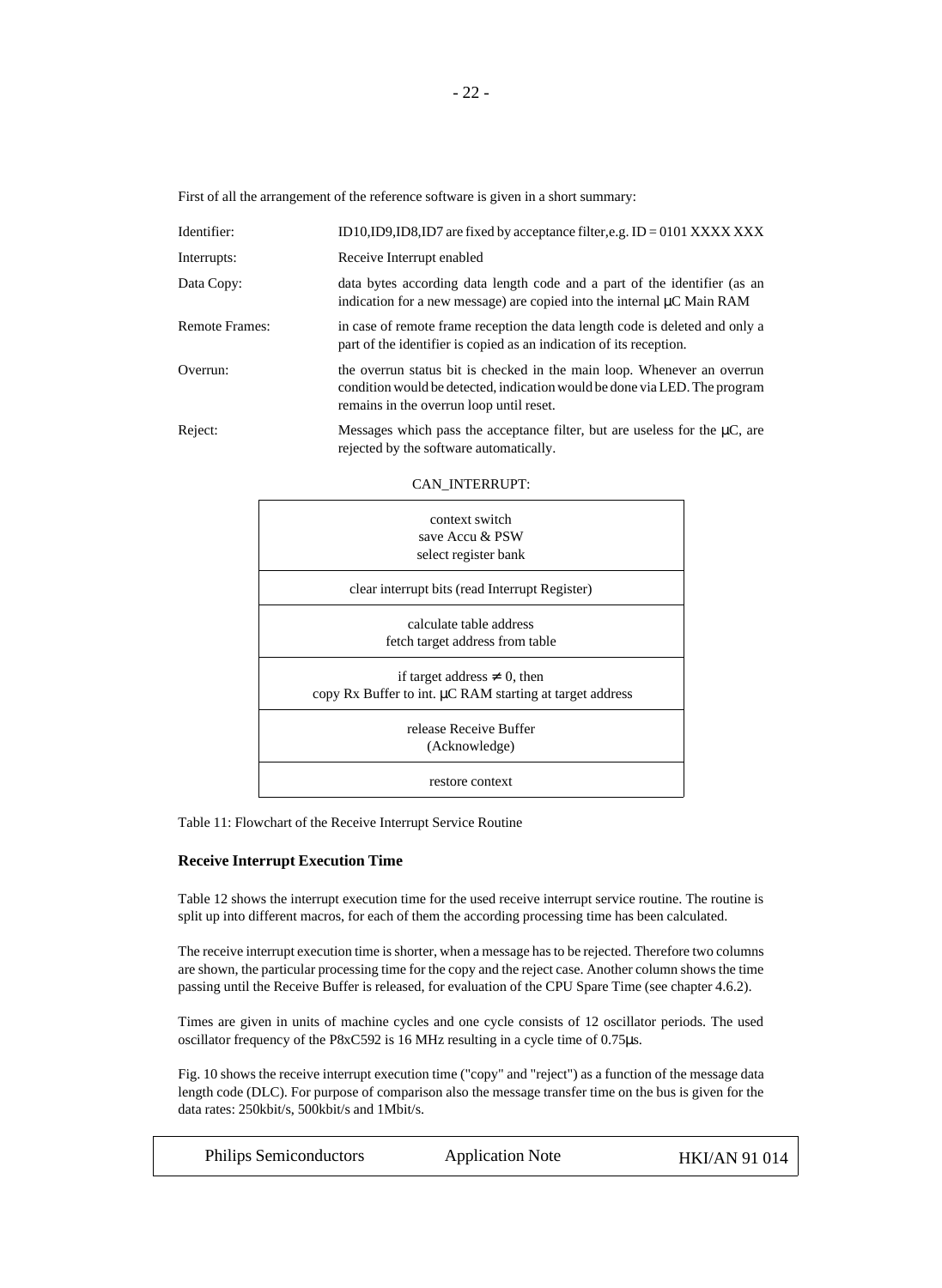First of all the arrangement of the reference software is given in a short summary:

| | |
|---|---|
| Identifier: | ID10,ID9,ID8,ID7 are fixed by acceptance filter,e.g. ID = 0101 XXXX XXX |
| Interrupts: | Receive Interrupt enabled |
| Data Copy: | data bytes according data length code and a part of the identifier (as an indication for a new message) are copied into the internal µC Main RAM |
| Remote Frames: | in case of remote frame reception the data length code is deleted and only a part of the identifier is copied as an indication of its reception. |
| Overrun: | the overrun status bit is checked in the main loop. Whenever an overrun condition would be detected, indication would be done via LED. The program remains in the overrun loop until reset. |
| Reject: | Messages which pass the acceptance filter, but are useless for the µC, are rejected by the software automatically. |

CAN_INTERRUPT:

| |
|---|
| context switch<br>save Accu & PSW<br>select register bank |
| clear interrupt bits (read Interrupt Register) |
| calculate table address<br>fetch target address from table |
| if target address ≠ 0, then<br>copy Rx Buffer to int. µC RAM starting at target address |
| release Receive Buffer<br>(Acknowledge) |
| restore context |

Table 11: Flowchart of the Receive Interrupt Service Routine

### Receive Interrupt Execution Time

Table 12 shows the interrupt execution time for the used receive interrupt service routine. The routine is split up into different macros, for each of them the according processing time has been calculated.

The receive interrupt execution time is shorter, when a message has to be rejected. Therefore two columns are shown, the particular processing time for the copy and the reject case. Another column shows the time passing until the Receive Buffer is released, for evaluation of the CPU Spare Time (see chapter 4.6.2).

Times are given in units of machine cycles and one cycle consists of 12 oscillator periods. The used oscillator frequency of the P8xC592 is 16 MHz resulting in a cycle time of 0.75µs.

Fig. 10 shows the receive interrupt execution time ("copy" and "reject") as a function of the message data length code (DLC). For purpose of comparison also the message transfer time on the bus is given for the data rates: 250kbit/s, 500kbit/s and 1Mbit/s.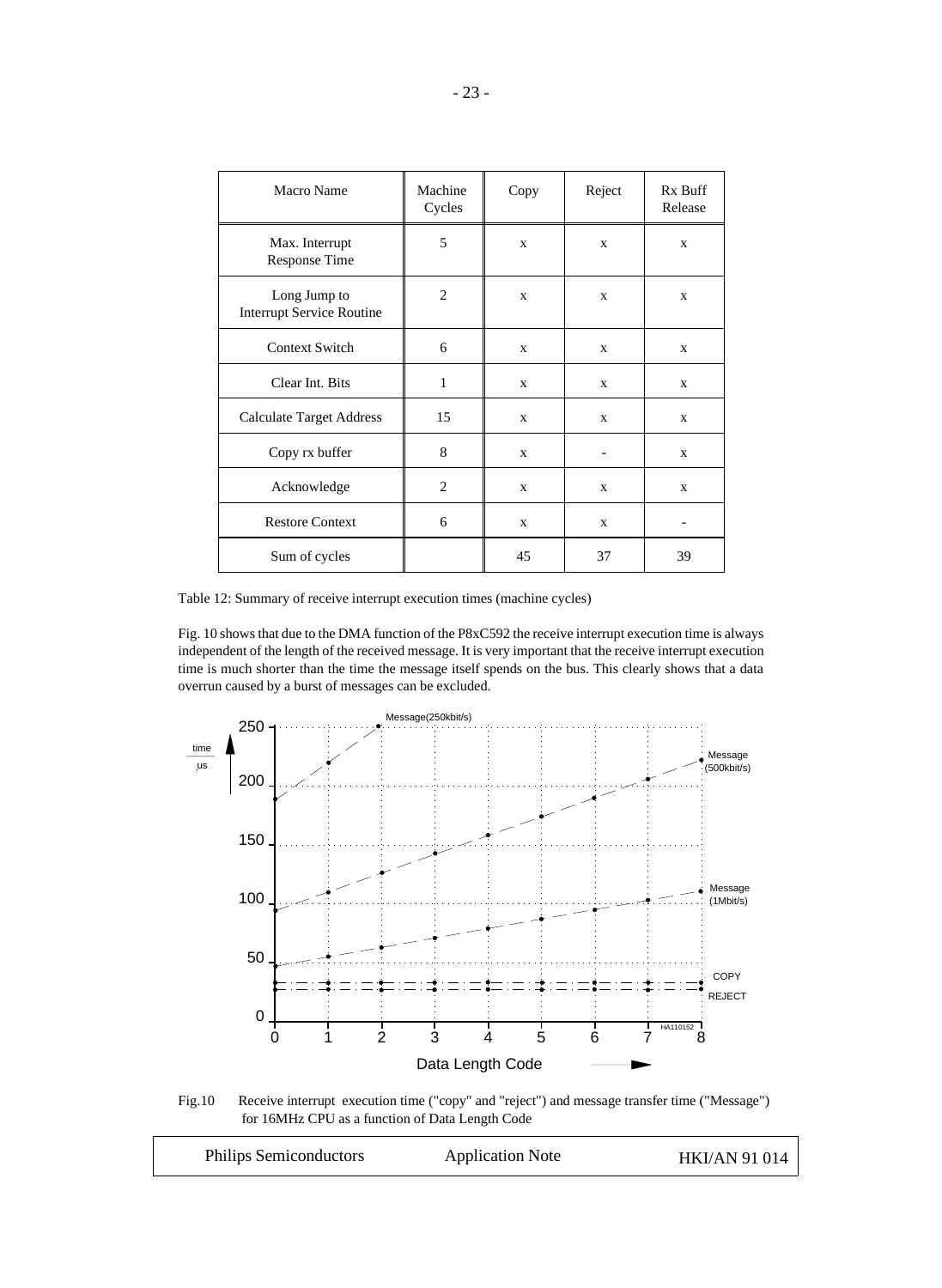| Macro Name | Machine Cycles | Copy | Reject | Rx Buff Release |
|---|---|---|---|---|
| Max. Interrupt Response Time | 5 | x | x | x |
| Long Jump to Interrupt Service Routine | 2 | x | x | x |
| Context Switch | 6 | x | x | x |
| Clear Int. Bits | 1 | x | x | x |
| Calculate Target Address | 15 | x | x | x |
| Copy rx buffer | 8 | x | - | x |
| Acknowledge | 2 | x | x | x |
| Restore Context | 6 | x | x | - |
| Sum of cycles | | 45 | 37 | 39 |

Table 12: Summary of receive interrupt execution times (machine cycles)

Fig. 10 shows that due to the DMA function of the P8xC592 the receive interrupt execution time is always independent of the length of the received message. It is very important that the receive interrupt execution time is much shorter than the time the message itself spends on the bus. This clearly shows that a data overrun caused by a burst of messages can be excluded.

time
µs

250
200
150
100
50
0

Message(250kbit/s)
Message (500kbit/s)
Message (1Mbit/s)
COPY
REJECT

0 1 2 3 4 5 6 7 8

HA110152

Data Length Code

Fig.10 Receive interrupt execution time ("copy" and "reject") and message transfer time ("Message") for 16MHz CPU as a function of Data Length Code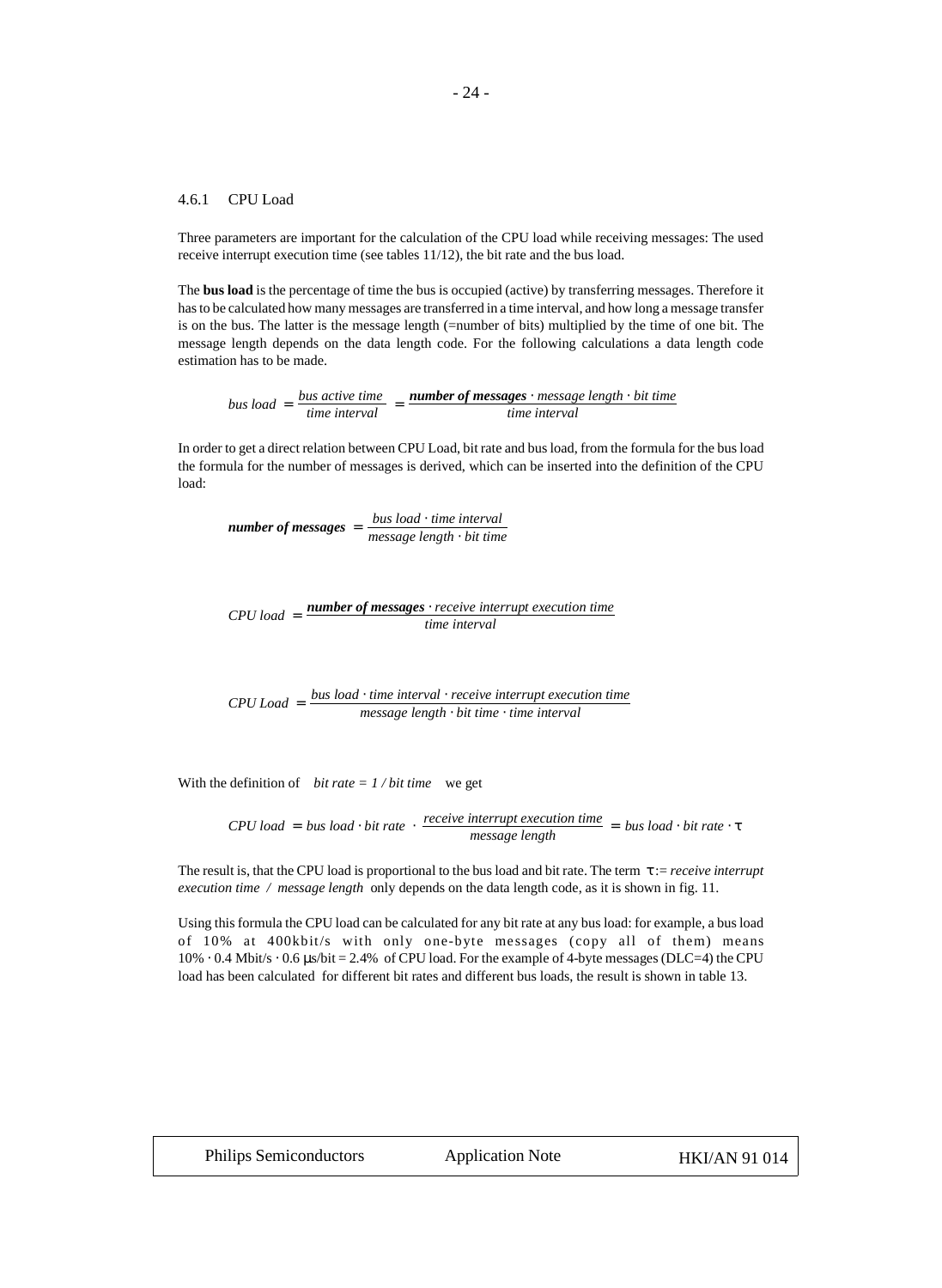### 4.6.1 CPU Load

Three parameters are important for the calculation of the CPU load while receiving messages: The used receive interrupt execution time (see tables 11/12), the bit rate and the bus load.

The **bus load** is the percentage of time the bus is occupied (active) by transferring messages. Therefore it has to be calculated how many messages are transferred in a time interval, and how long a message transfer is on the bus. The latter is the message length (=number of bits) multiplied by the time of one bit. The message length depends on the data length code. For the following calculations a data length code estimation has to be made.

$$\textit{bus load} = \frac{\textit{bus active time}}{\textit{time interval}} = \frac{\textbf{\textit{number of messages}} \cdot \textit{message length} \cdot \textit{bit time}}{\textit{time interval}}$$

In order to get a direct relation between CPU Load, bit rate and bus load, from the formula for the bus load the formula for the number of messages is derived, which can be inserted into the definition of the CPU load:

$$\textbf{\textit{number of messages}} = \frac{\textit{bus load} \cdot \textit{time interval}}{\textit{message length} \cdot \textit{bit time}}$$

$$\textit{CPU load} = \frac{\textbf{\textit{number of messages}} \cdot \textit{receive interrupt execution time}}{\textit{time interval}}$$

$$\textit{CPU Load} = \frac{\textit{bus load} \cdot \textit{time interval} \cdot \textit{receive interrupt execution time}}{\textit{message length} \cdot \textit{bit time} \cdot \textit{time interval}}$$

With the definition of $\textit{bit rate} = 1 / \textit{bit time}$ we get

$$\textit{CPU load} = \textit{bus load} \cdot \textit{bit rate} \cdot \frac{\textit{receive interrupt execution time}}{\textit{message length}} = \textit{bus load} \cdot \textit{bit rate} \cdot \tau$$

The result is, that the CPU load is proportional to the bus load and bit rate. The term $\tau := \textit{receive interrupt execution time} \;/\; \textit{message length}$ only depends on the data length code, as it is shown in fig. 11.

Using this formula the CPU load can be calculated for any bit rate at any bus load: for example, a bus load of 10% at 400kbit/s with only one-byte messages (copy all of them) means $10\% \cdot 0.4$ Mbit/s $\cdot$ 0.6 µs/bit = 2.4% of CPU load. For the example of 4-byte messages (DLC=4) the CPU load has been calculated for different bit rates and different bus loads, the result is shown in table 13.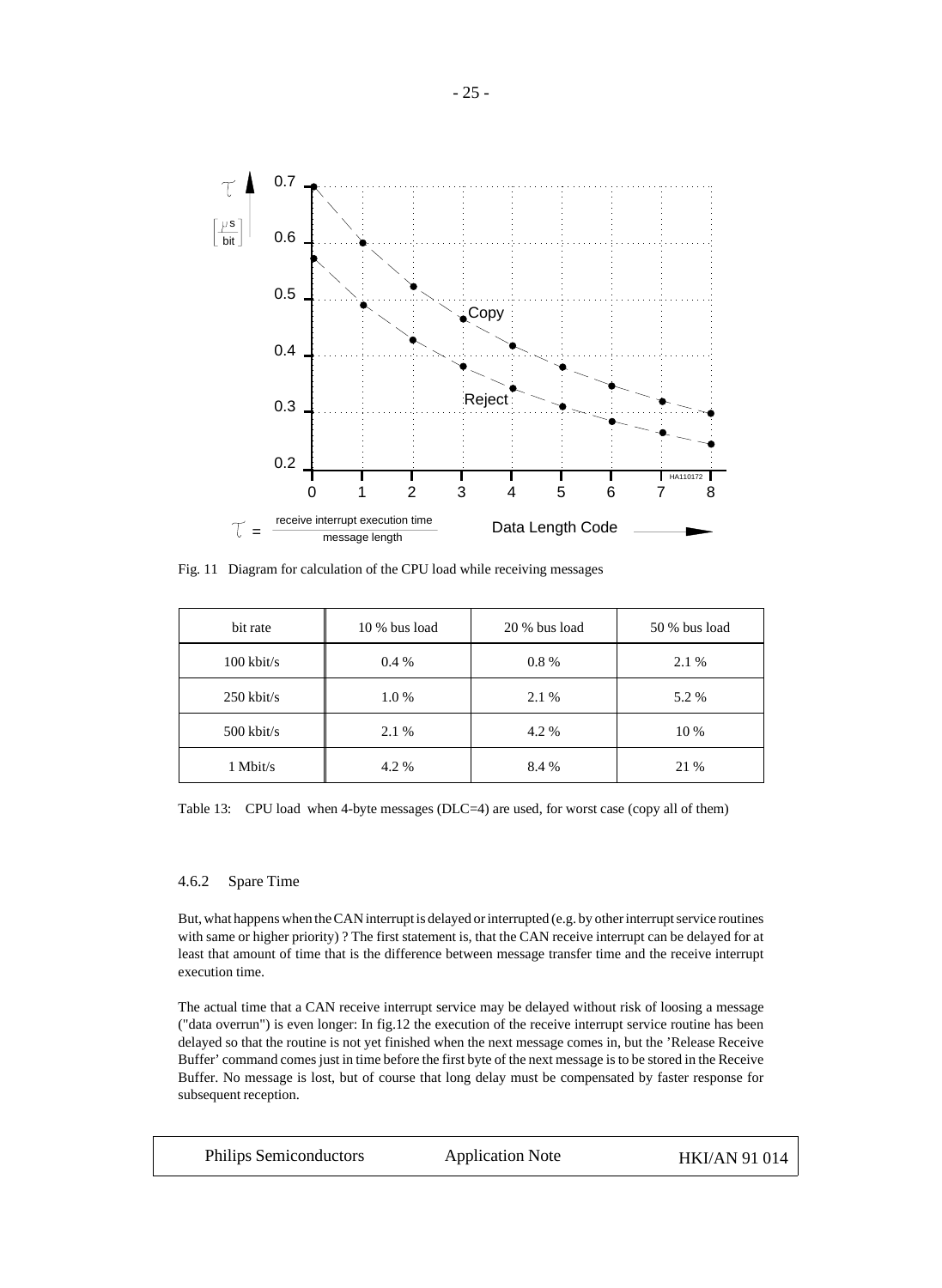τ

[μs / bit]

0.7

0.6

0.5

0.4

0.3

0.2

0 1 2 3 4 5 6 7 8

Copy

Reject

HA110172

τ = receive interrupt execution time / message length

Data Length Code

Fig. 11 Diagram for calculation of the CPU load while receiving messages

| bit rate | 10 % bus load | 20 % bus load | 50 % bus load |
|---|---|---|---|
| 100 kbit/s | 0.4 % | 0.8 % | 2.1 % |
| 250 kbit/s | 1.0 % | 2.1 % | 5.2 % |
| 500 kbit/s | 2.1 % | 4.2 % | 10 % |
| 1 Mbit/s | 4.2 % | 8.4 % | 21 % |

Table 13: CPU load when 4-byte messages (DLC=4) are used, for worst case (copy all of them)

### 4.6.2 Spare Time

But, what happens when the CAN interrupt is delayed or interrupted (e.g. by other interrupt service routines with same or higher priority) ? The first statement is, that the CAN receive interrupt can be delayed for at least that amount of time that is the difference between message transfer time and the receive interrupt execution time.

The actual time that a CAN receive interrupt service may be delayed without risk of loosing a message ("data overrun") is even longer: In fig.12 the execution of the receive interrupt service routine has been delayed so that the routine is not yet finished when the next message comes in, but the 'Release Receive Buffer' command comes just in time before the first byte of the next message is to be stored in the Receive Buffer. No message is lost, but of course that long delay must be compensated by faster response for subsequent reception.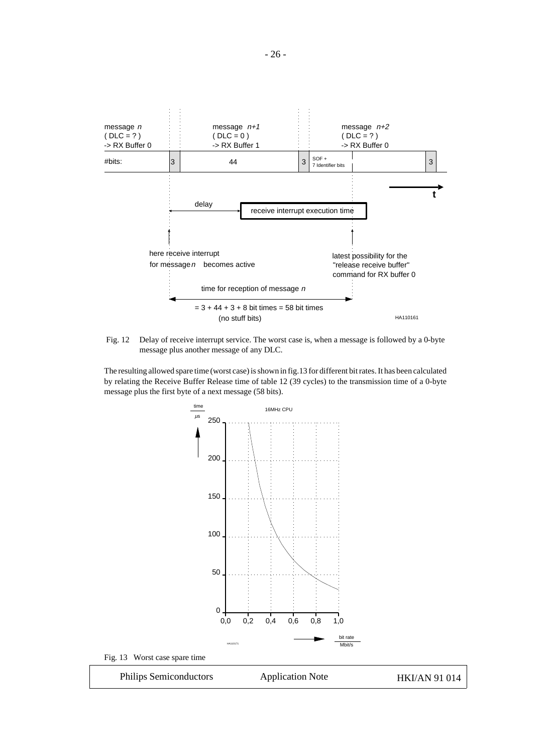message *n*
( DLC = ? )
-> RX Buffer 0

message *n+1*
( DLC = 0 )
-> RX Buffer 1

message *n+2*
( DLC = ? )
-> RX Buffer 0

#bits: 3 44 3 SOF + 7 Identifier bits 3

t

delay

receive interrupt execution time

here receive interrupt for message *n* becomes active

latest possibility for the "release receive buffer" command for RX buffer 0

time for reception of message *n*

= 3 + 44 + 3 + 8 bit times = 58 bit times
(no stuff bits)

HA110161

Fig. 12 Delay of receive interrupt service. The worst case is, when a message is followed by a 0-byte message plus another message of any DLC.

The resulting allowed spare time (worst case) is shown in fig.13 for different bit rates. It has been calculated by relating the Receive Buffer Release time of table 12 (39 cycles) to the transmission time of a 0-byte message plus the first byte of a next message (58 bits).

time
µs

16MHz CPU

250
200
150
100
50
0

0,0 0,2 0,4 0,6 0,8 1,0

bit rate
Mbit/s

HA110171

Fig. 13 Worst case spare time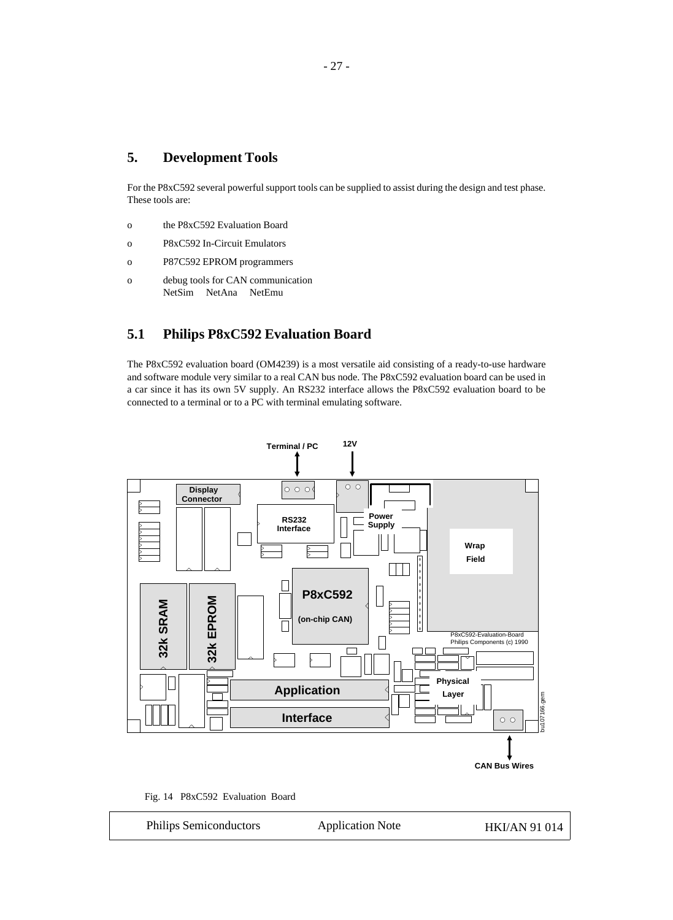## 5. Development Tools

For the P8xC592 several powerful support tools can be supplied to assist during the design and test phase. These tools are:

- the P8xC592 Evaluation Board
- P8xC592 In-Circuit Emulators
- P87C592 EPROM programmers
- debug tools for CAN communication  
  NetSim NetAna NetEmu

## 5.1 Philips P8xC592 Evaluation Board

The P8xC592 evaluation board (OM4239) is a most versatile aid consisting of a ready-to-use hardware and software module very similar to a real CAN bus node. The P8xC592 evaluation board can be used in a car since it has its own 5V supply. An RS232 interface allows the P8xC592 evaluation board to be connected to a terminal or to a PC with terminal emulating software.

Terminal / PC

12V

Display Connector

RS232 Interface

Power Supply

Wrap Field

P8xC592

(on-chip CAN)

32k SRAM

32k EPROM

P8xC592-Evaluation-Board
Philips Components (c) 1990

Physical Layer

Application

Interface

bu107166.gem

CAN Bus Wires

Fig. 14 P8xC592 Evaluation Board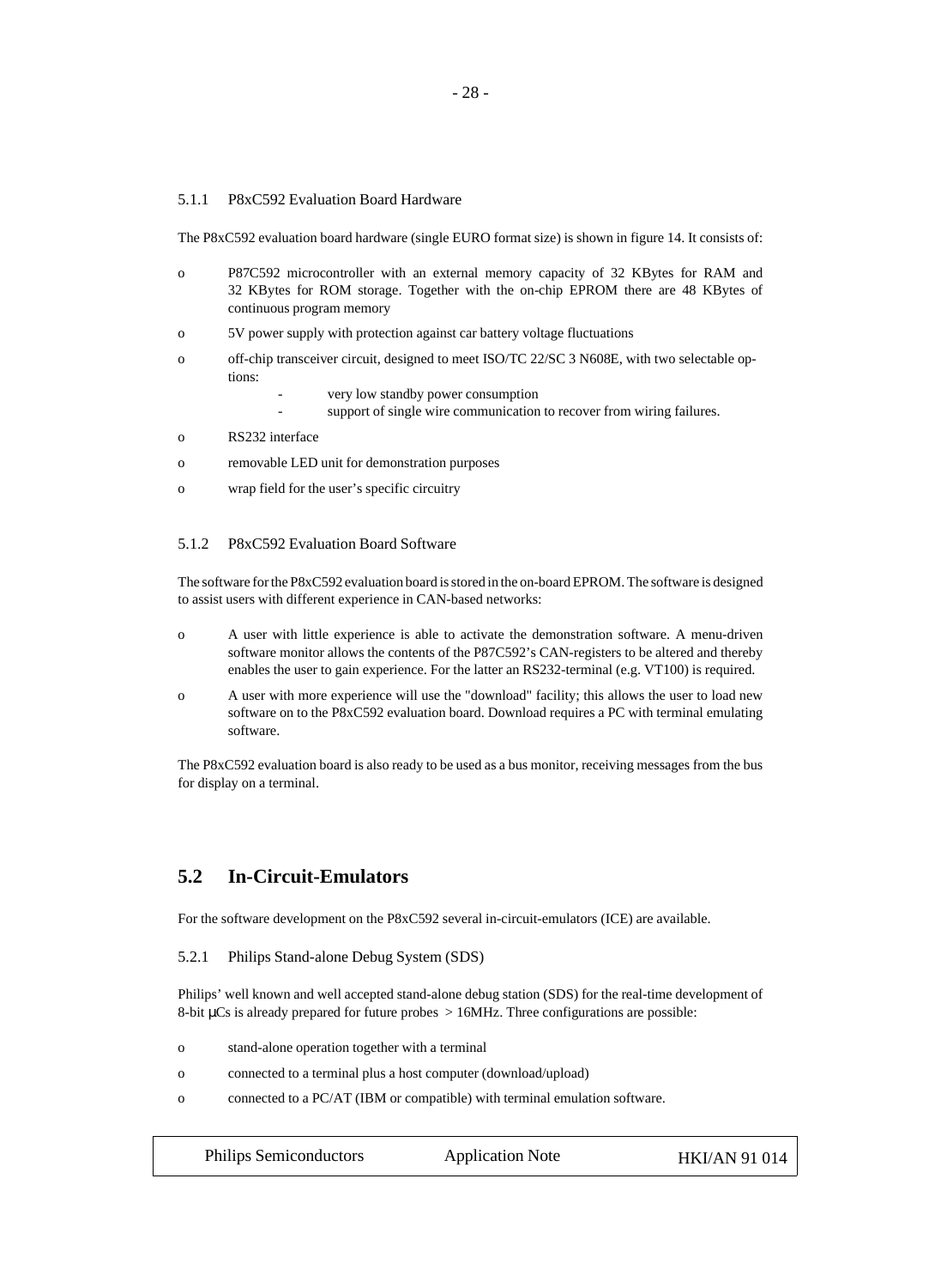### 5.1.1 P8xC592 Evaluation Board Hardware

The P8xC592 evaluation board hardware (single EURO format size) is shown in figure 14. It consists of:

- P87C592 microcontroller with an external memory capacity of 32 KBytes for RAM and 32 KBytes for ROM storage. Together with the on-chip EPROM there are 48 KBytes of continuous program memory
- 5V power supply with protection against car battery voltage fluctuations
- off-chip transceiver circuit, designed to meet ISO/TC 22/SC 3 N608E, with two selectable options:
  - very low standby power consumption
  - support of single wire communication to recover from wiring failures.
- RS232 interface
- removable LED unit for demonstration purposes
- wrap field for the user's specific circuitry

### 5.1.2 P8xC592 Evaluation Board Software

The software for the P8xC592 evaluation board is stored in the on-board EPROM. The software is designed to assist users with different experience in CAN-based networks:

- A user with little experience is able to activate the demonstration software. A menu-driven software monitor allows the contents of the P87C592's CAN-registers to be altered and thereby enables the user to gain experience. For the latter an RS232-terminal (e.g. VT100) is required.
- A user with more experience will use the "download" facility; this allows the user to load new software on to the P8xC592 evaluation board. Download requires a PC with terminal emulating software.

The P8xC592 evaluation board is also ready to be used as a bus monitor, receiving messages from the bus for display on a terminal.

## 5.2 In-Circuit-Emulators

For the software development on the P8xC592 several in-circuit-emulators (ICE) are available.

### 5.2.1 Philips Stand-alone Debug System (SDS)

Philips' well known and well accepted stand-alone debug station (SDS) for the real-time development of 8-bit µCs is already prepared for future probes > 16MHz. Three configurations are possible:

- stand-alone operation together with a terminal
- connected to a terminal plus a host computer (download/upload)
- connected to a PC/AT (IBM or compatible) with terminal emulation software.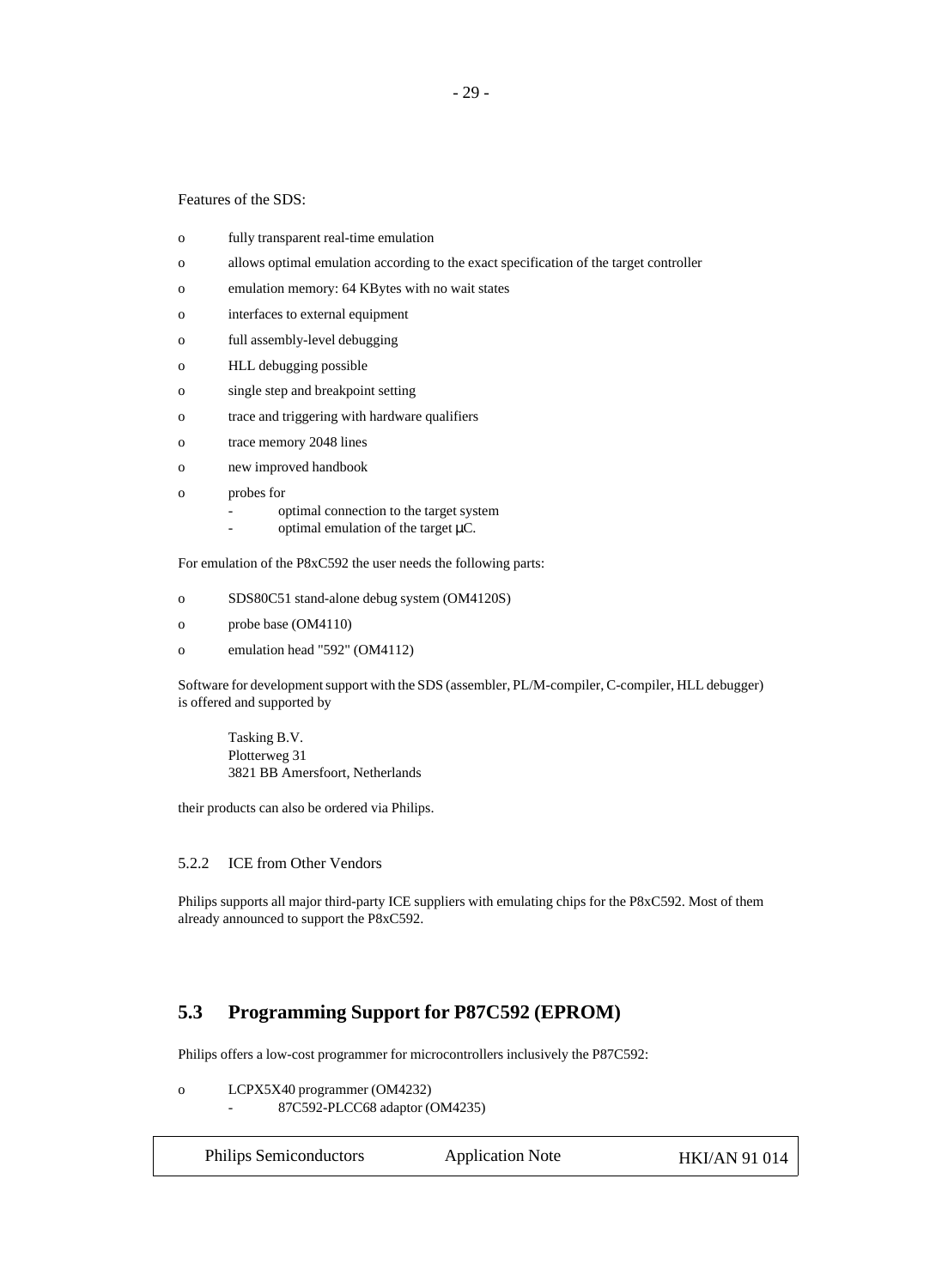Features of the SDS:

- fully transparent real-time emulation
- allows optimal emulation according to the exact specification of the target controller
- emulation memory: 64 KBytes with no wait states
- interfaces to external equipment
- full assembly-level debugging
- HLL debugging possible
- single step and breakpoint setting
- trace and triggering with hardware qualifiers
- trace memory 2048 lines
- new improved handbook
- probes for
  - optimal connection to the target system
  - optimal emulation of the target µC.

For emulation of the P8xC592 the user needs the following parts:

- SDS80C51 stand-alone debug system (OM4120S)
- probe base (OM4110)
- emulation head "592" (OM4112)

Software for development support with the SDS (assembler, PL/M-compiler, C-compiler, HLL debugger) is offered and supported by

Tasking B.V.
Plotterweg 31
3821 BB Amersfoort, Netherlands

their products can also be ordered via Philips.

### 5.2.2 ICE from Other Vendors

Philips supports all major third-party ICE suppliers with emulating chips for the P8xC592. Most of them already announced to support the P8xC592.

## 5.3 Programming Support for P87C592 (EPROM)

Philips offers a low-cost programmer for microcontrollers inclusively the P87C592:

- LCPX5X40 programmer (OM4232)
  - 87C592-PLCC68 adaptor (OM4235)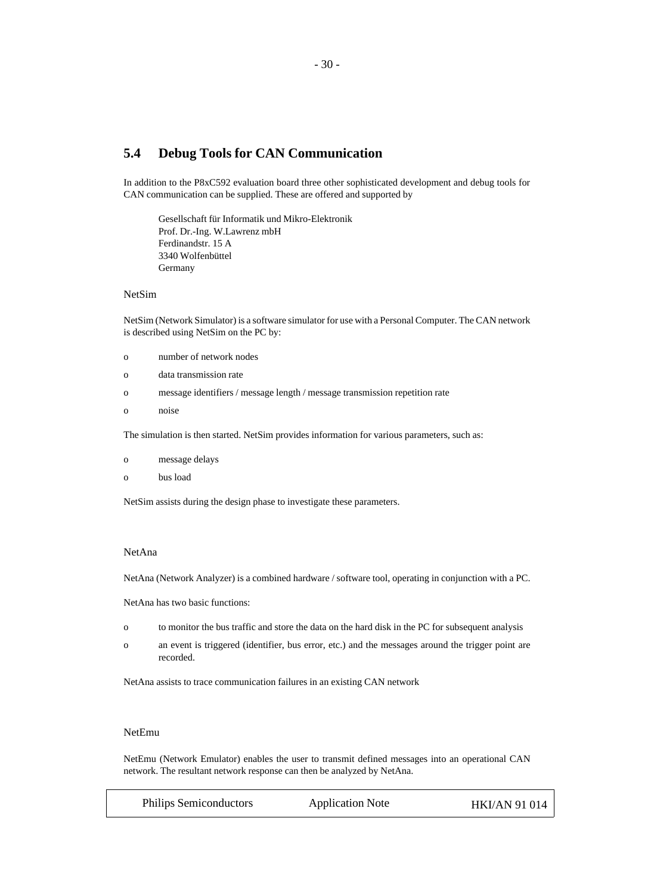## 5.4 Debug Tools for CAN Communication

In addition to the P8xC592 evaluation board three other sophisticated development and debug tools for CAN communication can be supplied. These are offered and supported by

Gesellschaft für Informatik und Mikro-Elektronik
Prof. Dr.-Ing. W.Lawrenz mbH
Ferdinandstr. 15 A
3340 Wolfenbüttel
Germany

NetSim

NetSim (Network Simulator) is a software simulator for use with a Personal Computer. The CAN network is described using NetSim on the PC by:

- number of network nodes
- data transmission rate
- message identifiers / message length / message transmission repetition rate
- noise

The simulation is then started. NetSim provides information for various parameters, such as:

- message delays
- bus load

NetSim assists during the design phase to investigate these parameters.

NetAna

NetAna (Network Analyzer) is a combined hardware / software tool, operating in conjunction with a PC.

NetAna has two basic functions:

- to monitor the bus traffic and store the data on the hard disk in the PC for subsequent analysis
- an event is triggered (identifier, bus error, etc.) and the messages around the trigger point are recorded.

NetAna assists to trace communication failures in an existing CAN network

NetEmu

NetEmu (Network Emulator) enables the user to transmit defined messages into an operational CAN network. The resultant network response can then be analyzed by NetAna.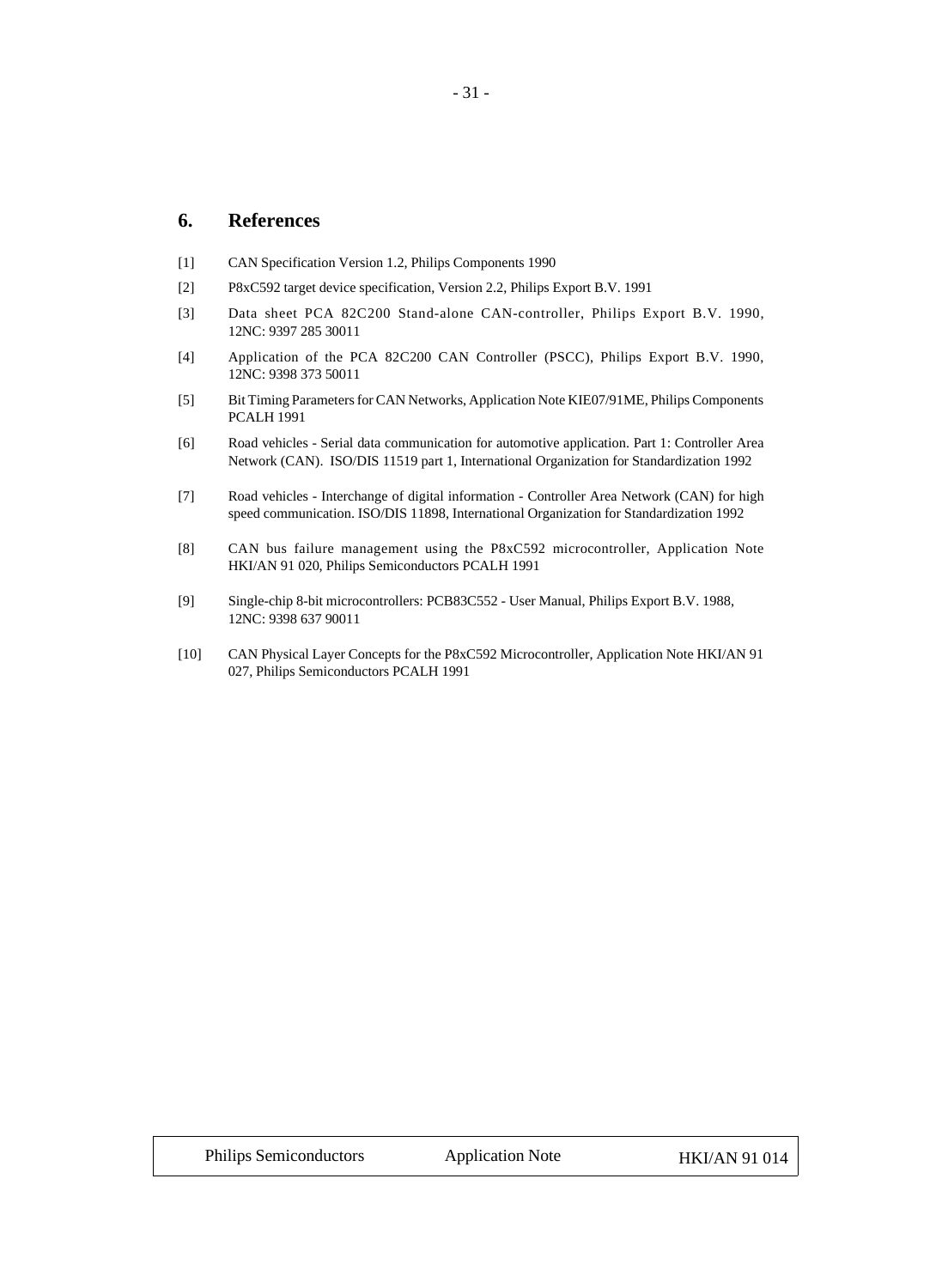## 6. References

[1] CAN Specification Version 1.2, Philips Components 1990

[2] P8xC592 target device specification, Version 2.2, Philips Export B.V. 1991

[3] Data sheet PCA 82C200 Stand-alone CAN-controller, Philips Export B.V. 1990, 12NC: 9397 285 30011

[4] Application of the PCA 82C200 CAN Controller (PSCC), Philips Export B.V. 1990, 12NC: 9398 373 50011

[5] Bit Timing Parameters for CAN Networks, Application Note KIE07/91ME, Philips Components PCALH 1991

[6] Road vehicles - Serial data communication for automotive application. Part 1: Controller Area Network (CAN). ISO/DIS 11519 part 1, International Organization for Standardization 1992

[7] Road vehicles - Interchange of digital information - Controller Area Network (CAN) for high speed communication. ISO/DIS 11898, International Organization for Standardization 1992

[8] CAN bus failure management using the P8xC592 microcontroller, Application Note HKI/AN 91 020, Philips Semiconductors PCALH 1991

[9] Single-chip 8-bit microcontrollers: PCB83C552 - User Manual, Philips Export B.V. 1988, 12NC: 9398 637 90011

[10] CAN Physical Layer Concepts for the P8xC592 Microcontroller, Application Note HKI/AN 91 027, Philips Semiconductors PCALH 1991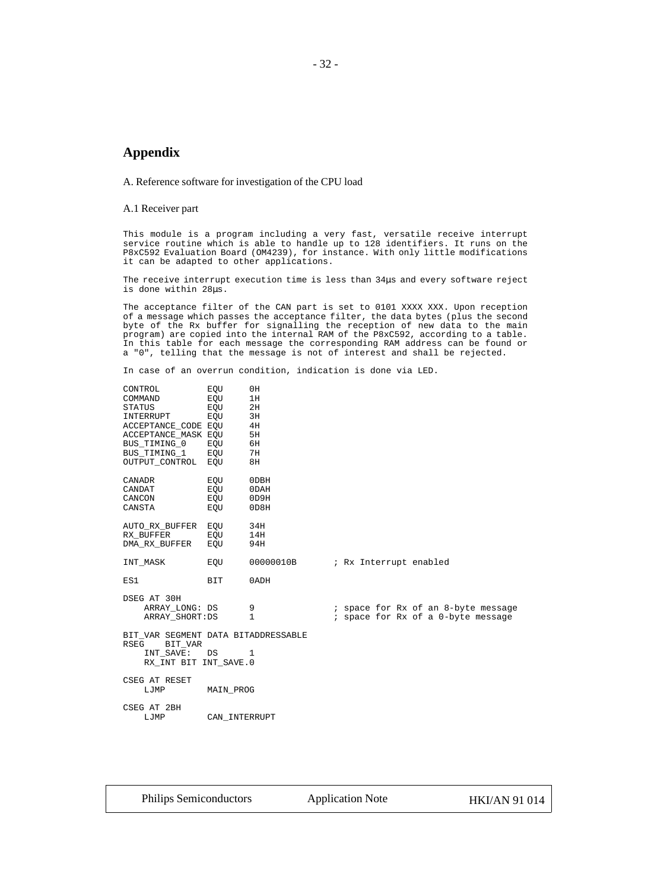## Appendix

A. Reference software for investigation of the CPU load

A.1 Receiver part

This module is a program including a very fast, versatile receive interrupt service routine which is able to handle up to 128 identifiers. It runs on the P8xC592 Evaluation Board (OM4239), for instance. With only little modifications it can be adapted to other applications.

The receive interrupt execution time is less than 34µs and every software reject is done within 28µs.

The acceptance filter of the CAN part is set to 0101 XXXX XXX. Upon reception of a message which passes the acceptance filter, the data bytes (plus the second byte of the Rx buffer for signalling the reception of new data to the main program) are copied into the internal RAM of the P8xC592, according to a table. In this table for each message the corresponding RAM address can be found or a "0", telling that the message is not of interest and shall be rejected.

In case of an overrun condition, indication is done via LED.

```
CONTROL             EQU     0H
COMMAND             EQU     1H
STATUS              EQU     2H
INTERRUPT           EQU     3H
ACCEPTANCE_CODE EQU     4H
ACCEPTANCE_MASK EQU     5H
BUS_TIMING_0        EQU     6H
BUS_TIMING_1        EQU     7H
OUTPUT_CONTROL  EQU     8H

CANADR              EQU     0DBH
CANDAT              EQU     0DAH
CANCON              EQU     0D9H
CANSTA              EQU     0D8H

AUTO_RX_BUFFER  EQU     34H
RX_BUFFER           EQU     14H
DMA_RX_BUFFER   EQU     94H

INT_MASK            EQU     00000010B       ; Rx Interrupt enabled

ES1                 BIT     0ADH

DSEG AT 30H
    ARRAY_LONG: DS      9               ; space for Rx of an 8-byte message
    ARRAY_SHORT:DS      1               ; space for Rx of a 0-byte message

BIT_VAR SEGMENT DATA BITADDRESSABLE
RSEG    BIT_VAR
    INT_SAVE:   DS      1
    RX_INT BIT INT_SAVE.0

CSEG AT RESET
    LJMP        MAIN_PROG

CSEG AT 2BH
    LJMP        CAN_INTERRUPT
```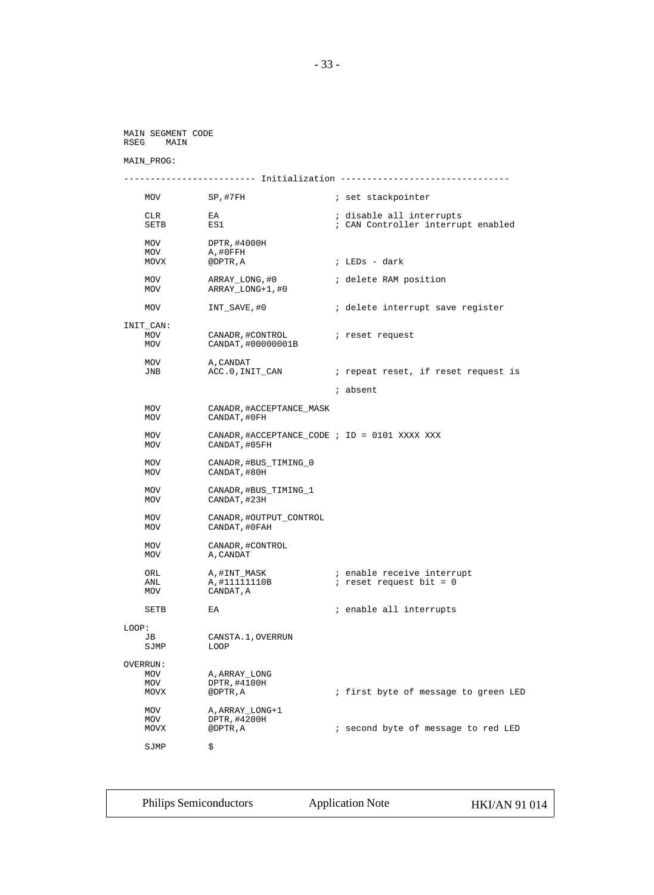```
MAIN SEGMENT CODE
RSEG    MAIN

MAIN_PROG:

------------------------ Initialization -------------------------------

    MOV         SP,#7FH                 ; set stackpointer

    CLR         EA                      ; disable all interrupts
    SETB        ES1                     ; CAN Controller interrupt enabled

    MOV         DPTR,#4000H
    MOV         A,#0FFH
    MOVX        @DPTR,A                 ; LEDs - dark

    MOV         ARRAY_LONG,#0           ; delete RAM position
    MOV         ARRAY_LONG+1,#0

    MOV         INT_SAVE,#0             ; delete interrupt save register

INIT_CAN:
    MOV         CANADR,#CONTROL         ; reset request
    MOV         CANDAT,#00000001B

    MOV         A,CANDAT
    JNB         ACC.0,INIT_CAN          ; repeat reset, if reset request is

                                        ; absent

    MOV         CANADR,#ACCEPTANCE_MASK
    MOV         CANDAT,#0FH

    MOV         CANADR,#ACCEPTANCE_CODE ; ID = 0101 XXXX XXX
    MOV         CANDAT,#05FH

    MOV         CANADR,#BUS_TIMING_0
    MOV         CANDAT,#80H

    MOV         CANADR,#BUS_TIMING_1
    MOV         CANDAT,#23H

    MOV         CANADR,#OUTPUT_CONTROL
    MOV         CANDAT,#0FAH

    MOV         CANADR,#CONTROL
    MOV         A,CANDAT

    ORL         A,#INT_MASK             ; enable receive interrupt
    ANL         A,#11111110B            ; reset request bit = 0
    MOV         CANDAT,A

    SETB        EA                      ; enable all interrupts

LOOP:
    JB          CANSTA.1,OVERRUN
    SJMP        LOOP

OVERRUN:
    MOV         A,ARRAY_LONG
    MOV         DPTR,#4100H
    MOVX        @DPTR,A                 ; first byte of message to green LED

    MOV         A,ARRAY_LONG+1
    MOV         DPTR,#4200H
    MOVX        @DPTR,A                 ; second byte of message to red LED

    SJMP        $
```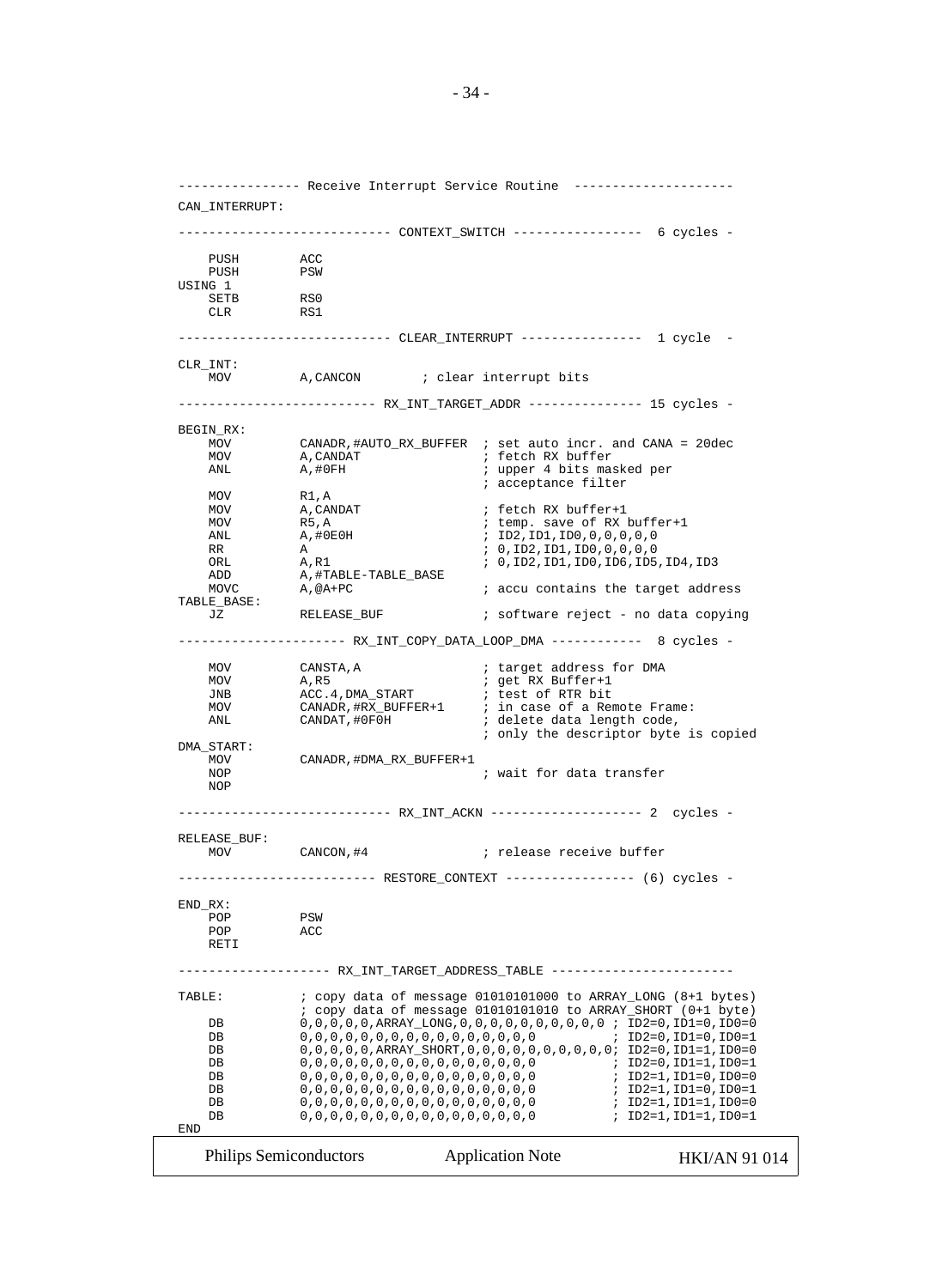```
---------------- Receive Interrupt Service Routine --------------------
CAN_INTERRUPT:

--------------------------- CONTEXT_SWITCH ----------------- 6 cycles -

    PUSH        ACC
    PUSH        PSW
USING 1
    SETB        RS0
    CLR         RS1

--------------------------- CLEAR_INTERRUPT ---------------- 1 cycle  -

CLR_INT:
    MOV         A,CANCON        ; clear interrupt bits

------------------------- RX_INT_TARGET_ADDR --------------- 15 cycles -

BEGIN_RX:
    MOV         CANADR,#AUTO_RX_BUFFER  ; set auto incr. and CANA = 20dec
    MOV         A,CANDAT                ; fetch RX buffer
    ANL         A,#0FH                  ; upper 4 bits masked per
                                        ; acceptance filter
    MOV         R1,A
    MOV         A,CANDAT                ; fetch RX buffer+1
    MOV         R5,A                    ; temp. save of RX buffer+1
    ANL         A,#0E0H                 ; ID2,ID1,ID0,0,0,0,0,0
    RR          A                       ; 0,ID2,ID1,ID0,0,0,0,0
    ORL         A,R1                    ; 0,ID2,ID1,ID0,ID6,ID5,ID4,ID3
    ADD         A,#TABLE-TABLE_BASE
    MOVC        A,@A+PC                 ; accu contains the target address
TABLE_BASE:
    JZ          RELEASE_BUF             ; software reject - no data copying

--------------------- RX_INT_COPY_DATA_LOOP_DMA ------------ 8 cycles -

    MOV         CANSTA,A                ; target address for DMA
    MOV         A,R5                    ; get RX Buffer+1
    JNB         ACC.4,DMA_START         ; test of RTR bit
    MOV         CANADR,#RX_BUFFER+1     ; in case of a Remote Frame:
    ANL         CANDAT,#0F0H            ; delete data length code,
                                        ; only the descriptor byte is copied
DMA_START:
    MOV         CANADR,#DMA_RX_BUFFER+1
    NOP                                 ; wait for data transfer
    NOP

--------------------------- RX_INT_ACKN -------------------- 2  cycles -

RELEASE_BUF:
    MOV         CANCON,#4               ; release receive buffer

------------------------- RESTORE_CONTEXT ----------------- (6) cycles -

END_RX:
    POP         PSW
    POP         ACC
    RETI

-------------------- RX_INT_TARGET_ADDRESS_TABLE -----------------------

TABLE:          ; copy data of message 01010101000 to ARRAY_LONG (8+1 bytes)
                ; copy data of message 01010101010 to ARRAY_SHORT (0+1 byte)
    DB          0,0,0,0,0,ARRAY_LONG,0,0,0,0,0,0,0,0,0,0 ; ID2=0,ID1=0,ID0=0
    DB          0,0,0,0,0,0,0,0,0,0,0,0,0,0,0,0          ; ID2=0,ID1=0,ID0=1
    DB          0,0,0,0,0,ARRAY_SHORT,0,0,0,0,0,0,0,0,0,0; ID2=0,ID1=1,ID0=0
    DB          0,0,0,0,0,0,0,0,0,0,0,0,0,0,0,0          ; ID2=0,ID1=1,ID0=1
    DB          0,0,0,0,0,0,0,0,0,0,0,0,0,0,0,0          ; ID2=1,ID1=0,ID0=0
    DB          0,0,0,0,0,0,0,0,0,0,0,0,0,0,0,0          ; ID2=1,ID1=0,ID0=1
    DB          0,0,0,0,0,0,0,0,0,0,0,0,0,0,0,0          ; ID2=1,ID1=1,ID0=0
    DB          0,0,0,0,0,0,0,0,0,0,0,0,0,0,0,0          ; ID2=1,ID1=1,ID0=1
END
```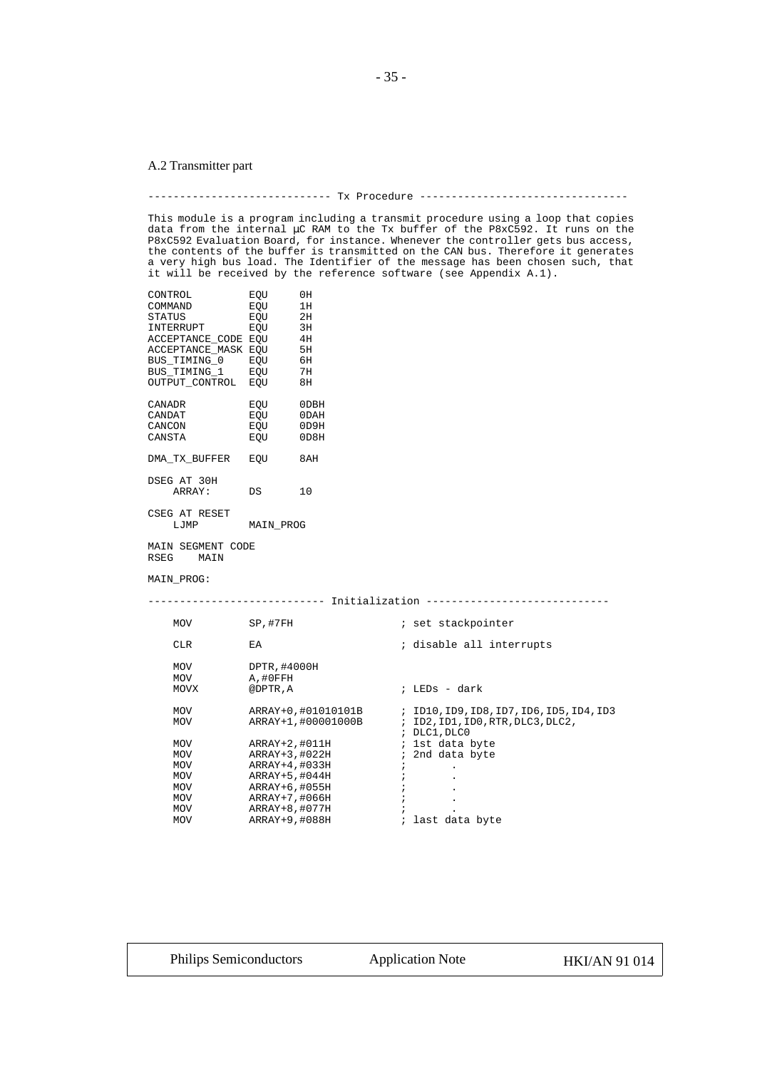A.2 Transmitter part

```
---------------------------- Tx Procedure --------------------------------

This module is a program including a transmit procedure using a loop that copies
data from the internal µC RAM to the Tx buffer of the P8xC592. It runs on the
P8xC592 Evaluation Board, for instance. Whenever the controller gets bus access,
the contents of the buffer is transmitted on the CAN bus. Therefore it generates
a very high bus load. The Identifier of the message has been chosen such, that
it will be received by the reference software (see Appendix A.1).

CONTROL          EQU     0H
COMMAND          EQU     1H
STATUS           EQU     2H
INTERRUPT        EQU     3H
ACCEPTANCE_CODE  EQU     4H
ACCEPTANCE_MASK  EQU     5H
BUS_TIMING_0     EQU     6H
BUS_TIMING_1     EQU     7H
OUTPUT_CONTROL   EQU     8H

CANADR           EQU     0DBH
CANDAT           EQU     0DAH
CANCON           EQU     0D9H
CANSTA           EQU     0D8H

DMA_TX_BUFFER    EQU     8AH

DSEG AT 30H
    ARRAY:       DS      10

CSEG AT RESET
    LJMP        MAIN_PROG

MAIN SEGMENT CODE
RSEG    MAIN

MAIN_PROG:

--------------------------- Initialization ----------------------------

    MOV         SP,#7FH                 ; set stackpointer

    CLR         EA                      ; disable all interrupts

    MOV         DPTR,#4000H
    MOV         A,#0FFH
    MOVX        @DPTR,A                 ; LEDs - dark

    MOV         ARRAY+0,#01010101B      ; ID10,ID9,ID8,ID7,ID6,ID5,ID4,ID3
    MOV         ARRAY+1,#00001000B      ; ID2,ID1,ID0,RTR,DLC3,DLC2,
                                        ; DLC1,DLC0
    MOV         ARRAY+2,#011H           ; 1st data byte
    MOV         ARRAY+3,#022H           ; 2nd data byte
    MOV         ARRAY+4,#033H           ;       .
    MOV         ARRAY+5,#044H           ;       .
    MOV         ARRAY+6,#055H           ;       .
    MOV         ARRAY+7,#066H           ;       .
    MOV         ARRAY+8,#077H           ;       .
    MOV         ARRAY+9,#088H           ; last data byte
```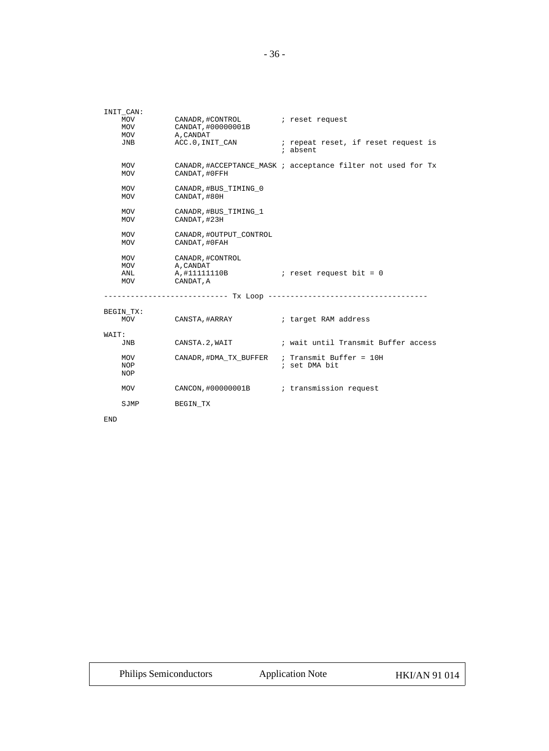```
INIT_CAN:
    MOV         CANADR,#CONTROL         ; reset request
    MOV         CANDAT,#00000001B
    MOV         A,CANDAT
    JNB         ACC.0,INIT_CAN          ; repeat reset, if reset request is
                                        ; absent

    MOV         CANADR,#ACCEPTANCE_MASK ; acceptance filter not used for Tx
    MOV         CANDAT,#0FFH

    MOV         CANADR,#BUS_TIMING_0
    MOV         CANDAT,#80H

    MOV         CANADR,#BUS_TIMING_1
    MOV         CANDAT,#23H

    MOV         CANADR,#OUTPUT_CONTROL
    MOV         CANDAT,#0FAH

    MOV         CANADR,#CONTROL
    MOV         A,CANDAT
    ANL         A,#11111110B            ; reset request bit = 0
    MOV         CANDAT,A

--------------------------- Tx Loop -----------------------------------

BEGIN_TX:
    MOV         CANSTA,#ARRAY           ; target RAM address

WAIT:
    JNB         CANSTA.2,WAIT           ; wait until Transmit Buffer access

    MOV         CANADR,#DMA_TX_BUFFER   ; Transmit Buffer = 10H
    NOP                                 ; set DMA bit
    NOP

    MOV         CANCON,#00000001B       ; transmission request

    SJMP        BEGIN_TX

END
```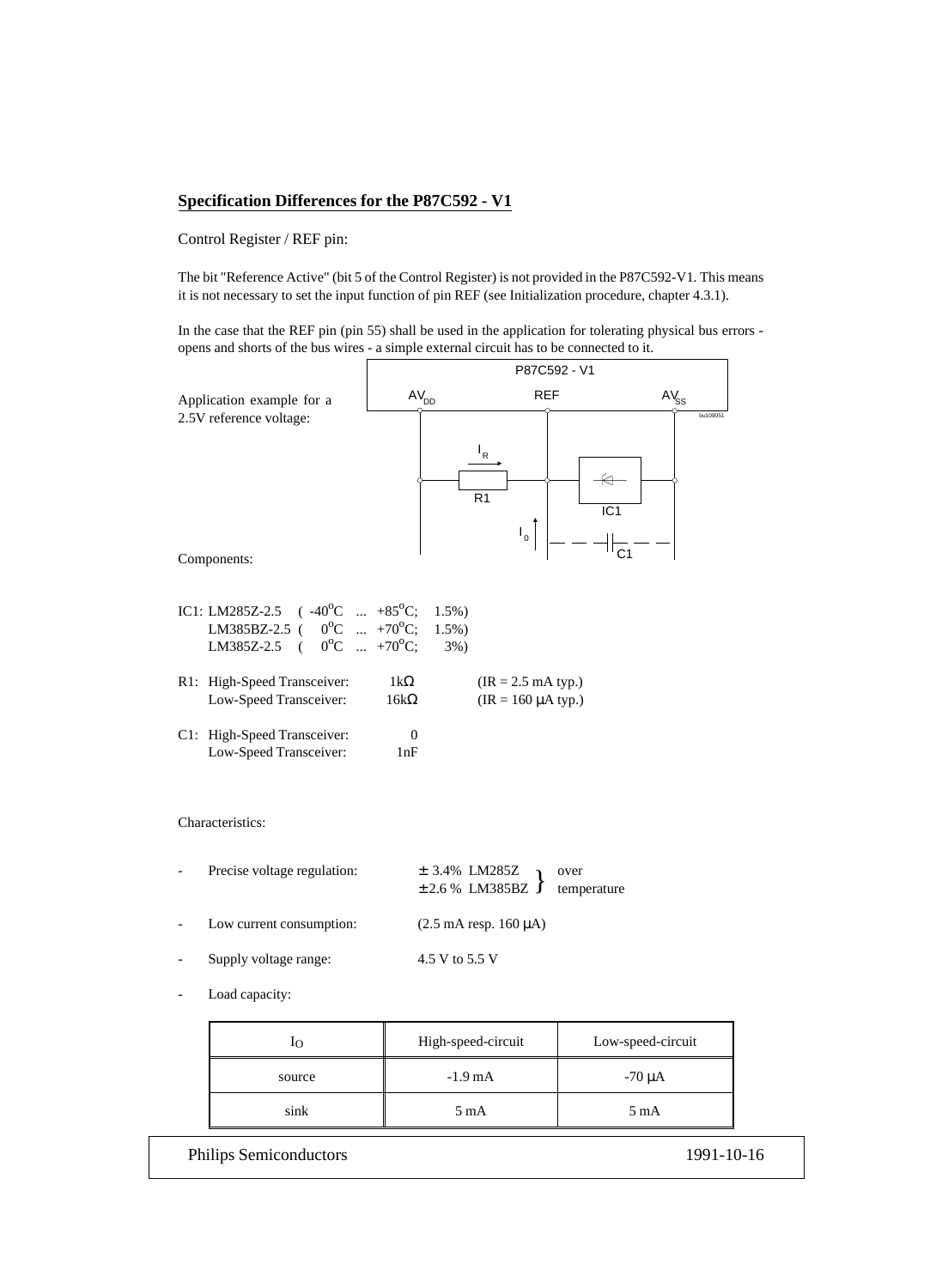## Specification Differences for the P87C592 - V1

Control Register / REF pin:

The bit "Reference Active" (bit 5 of the Control Register) is not provided in the P87C592-V1. This means it is not necessary to set the input function of pin REF (see Initialization procedure, chapter 4.3.1).

In the case that the REF pin (pin 55) shall be used in the application for tolerating physical bus errors - opens and shorts of the bus wires - a simple external circuit has to be connected to it.

Application example for a 2.5V reference voltage:

P87C592 - V1

$AV_{DD}$ REF $AV_{SS}$

bu109051

$I_R$

R1

IC1

$I_0$

C1

Components:

IC1: LM285Z-2.5 ( -40°C ... +85°C; 1.5%)
LM385BZ-2.5 ( 0°C ... +70°C; 1.5%)
LM385Z-2.5 ( 0°C ... +70°C; 3%)

R1: High-Speed Transceiver: 1kΩ (IR = 2.5 mA typ.)
Low-Speed Transceiver: 16kΩ (IR = 160 µA typ.)

C1: High-Speed Transceiver: 0
Low-Speed Transceiver: 1nF

Characteristics:

- Precise voltage regulation: ± 3.4% LM285Z, ± 2.6 % LM385BZ } over temperature
- Low current consumption: (2.5 mA resp. 160 µA)
- Supply voltage range: 4.5 V to 5.5 V
- Load capacity:

| $I_O$ | High-speed-circuit | Low-speed-circuit |
|---|---|---|
| source | -1.9 mA | -70 µA |
| sink | 5 mA | 5 mA |